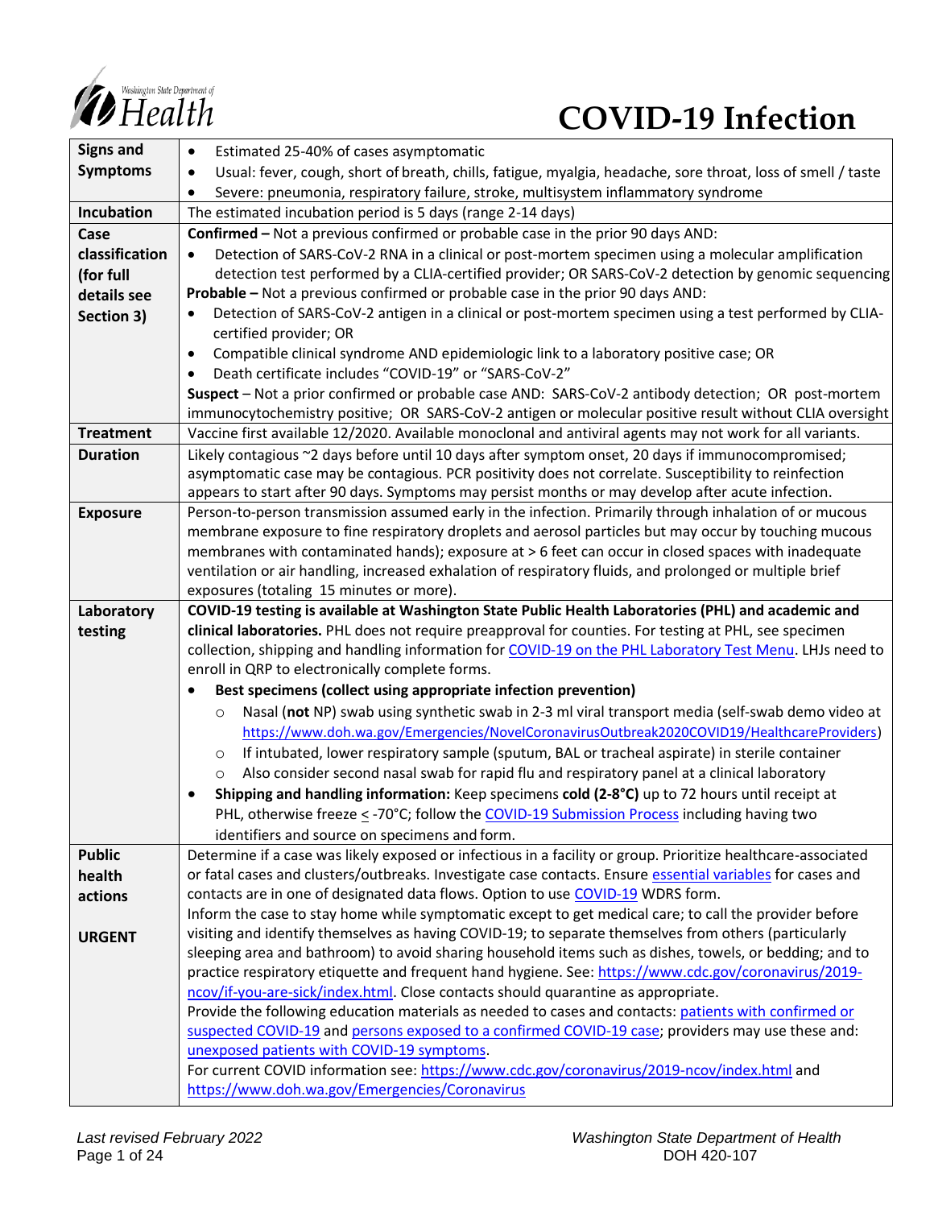# COVID-19 Infection

| | |
|---|---|
| **Signs and Symptoms** | • Estimated 25-40% of cases asymptomatic<br>• Usual: fever, cough, short of breath, chills, fatigue, myalgia, headache, sore throat, loss of smell / taste<br>• Severe: pneumonia, respiratory failure, stroke, multisystem inflammatory syndrome |
| **Incubation** | The estimated incubation period is 5 days (range 2-14 days) |
| **Case classification (for full details see Section 3)** | **Confirmed –** Not a previous confirmed or probable case in the prior 90 days AND:<br>• Detection of SARS-CoV-2 RNA in a clinical or post-mortem specimen using a molecular amplification detection test performed by a CLIA-certified provider; OR SARS-CoV-2 detection by genomic sequencing<br>**Probable –** Not a previous confirmed or probable case in the prior 90 days AND:<br>• Detection of SARS-CoV-2 antigen in a clinical or post-mortem specimen using a test performed by CLIA-certified provider; OR<br>• Compatible clinical syndrome AND epidemiologic link to a laboratory positive case; OR<br>• Death certificate includes "COVID-19" or "SARS-CoV-2"<br>**Suspect** – Not a prior confirmed or probable case AND: SARS-CoV-2 antibody detection; OR post-mortem immunocytochemistry positive; OR SARS-CoV-2 antigen or molecular positive result without CLIA oversight |
| **Treatment** | Vaccine first available 12/2020. Available monoclonal and antiviral agents may not work for all variants. |
| **Duration** | Likely contagious ~2 days before until 10 days after symptom onset, 20 days if immunocompromised; asymptomatic case may be contagious. PCR positivity does not correlate. Susceptibility to reinfection appears to start after 90 days. Symptoms may persist months or may develop after acute infection. |
| **Exposure** | Person-to-person transmission assumed early in the infection. Primarily through inhalation of or mucous membrane exposure to fine respiratory droplets and aerosol particles but may occur by touching mucous membranes with contaminated hands); exposure at > 6 feet can occur in closed spaces with inadequate ventilation or air handling, increased exhalation of respiratory fluids, and prolonged or multiple brief exposures (totaling 15 minutes or more). |
| **Laboratory testing** | **COVID-19 testing is available at Washington State Public Health Laboratories (PHL) and academic and clinical laboratories.** PHL does not require preapproval for counties. For testing at PHL, see specimen collection, shipping and handling information for COVID-19 on the PHL Laboratory Test Menu. LHJs need to enroll in QRP to electronically complete forms.<br>• **Best specimens (collect using appropriate infection prevention)**<br>  ○ Nasal (**not** NP) swab using synthetic swab in 2-3 ml viral transport media (self-swab demo video at https://www.doh.wa.gov/Emergencies/NovelCoronavirusOutbreak2020COVID19/HealthcareProviders)<br>  ○ If intubated, lower respiratory sample (sputum, BAL or tracheal aspirate) in sterile container<br>  ○ Also consider second nasal swab for rapid flu and respiratory panel at a clinical laboratory<br>• **Shipping and handling information:** Keep specimens **cold (2-8°C)** up to 72 hours until receipt at PHL, otherwise freeze < -70°C; follow the COVID-19 Submission Process including having two identifiers and source on specimens and form. |
| **Public health actions**<br><br>**URGENT** | Determine if a case was likely exposed or infectious in a facility or group. Prioritize healthcare-associated or fatal cases and clusters/outbreaks. Investigate case contacts. Ensure essential variables for cases and contacts are in one of designated data flows. Option to use COVID-19 WDRS form.<br>Inform the case to stay home while symptomatic except to get medical care; to call the provider before visiting and identify themselves as having COVID-19; to separate themselves from others (particularly sleeping area and bathroom) to avoid sharing household items such as dishes, towels, or bedding; and to practice respiratory etiquette and frequent hand hygiene. See: https://www.cdc.gov/coronavirus/2019-ncov/if-you-are-sick/index.html. Close contacts should quarantine as appropriate.<br>Provide the following education materials as needed to cases and contacts: patients with confirmed or suspected COVID-19 and persons exposed to a confirmed COVID-19 case; providers may use these and: unexposed patients with COVID-19 symptoms.<br>For current COVID information see: https://www.cdc.gov/coronavirus/2019-ncov/index.html and https://www.doh.wa.gov/Emergencies/Coronavirus |

*Last revised February 2022*

Washington State Department of Health
DOH 420-107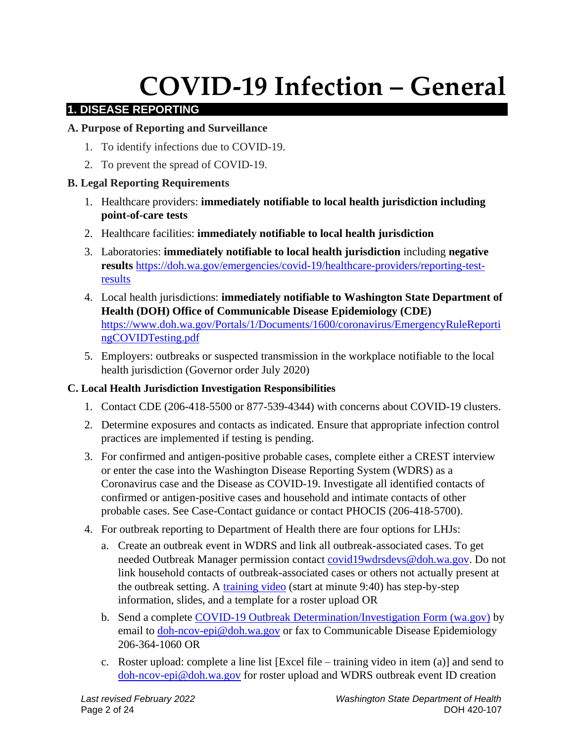# COVID-19 Infection – General

## 1. DISEASE REPORTING

### A. Purpose of Reporting and Surveillance

1. To identify infections due to COVID-19.
2. To prevent the spread of COVID-19.

### B. Legal Reporting Requirements

1. Healthcare providers: **immediately notifiable to local health jurisdiction including point-of-care tests**
2. Healthcare facilities: **immediately notifiable to local health jurisdiction**
3. Laboratories: **immediately notifiable to local health jurisdiction** including **negative results** https://doh.wa.gov/emergencies/covid-19/healthcare-providers/reporting-test-results
4. Local health jurisdictions: **immediately notifiable to Washington State Department of Health (DOH) Office of Communicable Disease Epidemiology (CDE)** https://www.doh.wa.gov/Portals/1/Documents/1600/coronavirus/EmergencyRuleReportingCOVIDTesting.pdf
5. Employers: outbreaks or suspected transmission in the workplace notifiable to the local health jurisdiction (Governor order July 2020)

### C. Local Health Jurisdiction Investigation Responsibilities

1. Contact CDE (206-418-5500 or 877-539-4344) with concerns about COVID-19 clusters.
2. Determine exposures and contacts as indicated. Ensure that appropriate infection control practices are implemented if testing is pending.
3. For confirmed and antigen-positive probable cases, complete either a CREST interview or enter the case into the Washington Disease Reporting System (WDRS) as a Coronavirus case and the Disease as COVID-19. Investigate all identified contacts of confirmed or antigen-positive cases and household and intimate contacts of other probable cases. See Case-Contact guidance or contact PHOCIS (206-418-5700).
4. For outbreak reporting to Department of Health there are four options for LHJs:
   a. Create an outbreak event in WDRS and link all outbreak-associated cases. To get needed Outbreak Manager permission contact covid19wdrsdevs@doh.wa.gov. Do not link household contacts of outbreak-associated cases or others not actually present at the outbreak setting. A training video (start at minute 9:40) has step-by-step information, slides, and a template for a roster upload OR
   b. Send a complete COVID-19 Outbreak Determination/Investigation Form (wa.gov) by email to doh-ncov-epi@doh.wa.gov or fax to Communicable Disease Epidemiology 206-364-1060 OR
   c. Roster upload: complete a line list [Excel file – training video in item (a)] and send to doh-ncov-epi@doh.wa.gov for roster upload and WDRS outbreak event ID creation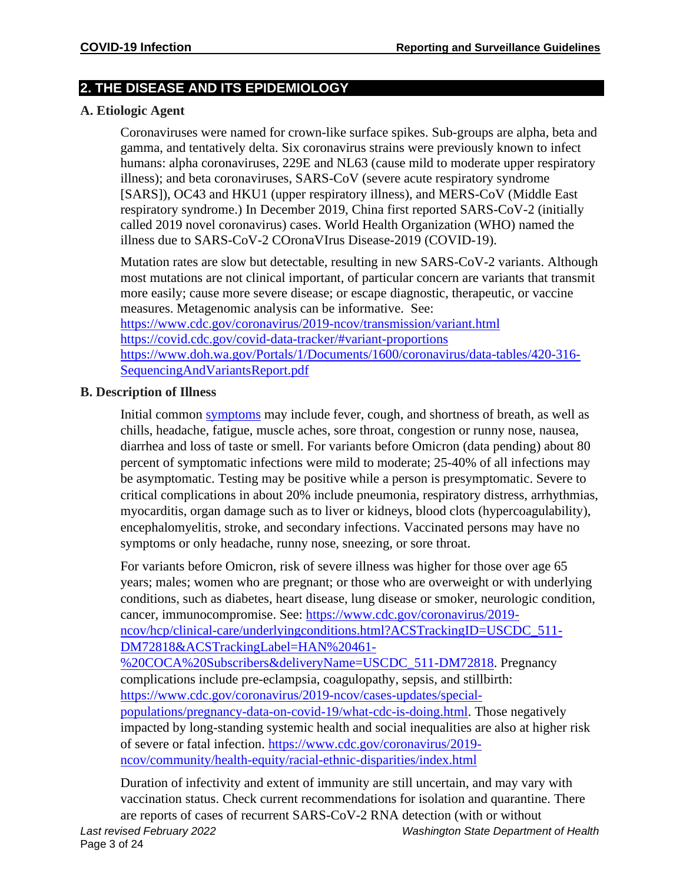## 2. THE DISEASE AND ITS EPIDEMIOLOGY

### A. Etiologic Agent

Coronaviruses were named for crown-like surface spikes. Sub-groups are alpha, beta and gamma, and tentatively delta. Six coronavirus strains were previously known to infect humans: alpha coronaviruses, 229E and NL63 (cause mild to moderate upper respiratory illness); and beta coronaviruses, SARS-CoV (severe acute respiratory syndrome [SARS]), OC43 and HKU1 (upper respiratory illness), and MERS-CoV (Middle East respiratory syndrome.) In December 2019, China first reported SARS-CoV-2 (initially called 2019 novel coronavirus) cases. World Health Organization (WHO) named the illness due to SARS-CoV-2 COronaVIrus Disease-2019 (COVID-19).

Mutation rates are slow but detectable, resulting in new SARS-CoV-2 variants. Although most mutations are not clinical important, of particular concern are variants that transmit more easily; cause more severe disease; or escape diagnostic, therapeutic, or vaccine measures. Metagenomic analysis can be informative. See:
https://www.cdc.gov/coronavirus/2019-ncov/transmission/variant.html
https://covid.cdc.gov/covid-data-tracker/#variant-proportions
https://www.doh.wa.gov/Portals/1/Documents/1600/coronavirus/data-tables/420-316-SequencingAndVariantsReport.pdf

### B. Description of Illness

Initial common symptoms may include fever, cough, and shortness of breath, as well as chills, headache, fatigue, muscle aches, sore throat, congestion or runny nose, nausea, diarrhea and loss of taste or smell. For variants before Omicron (data pending) about 80 percent of symptomatic infections were mild to moderate; 25-40% of all infections may be asymptomatic. Testing may be positive while a person is presymptomatic. Severe to critical complications in about 20% include pneumonia, respiratory distress, arrhythmias, myocarditis, organ damage such as to liver or kidneys, blood clots (hypercoagulability), encephalomyelitis, stroke, and secondary infections. Vaccinated persons may have no symptoms or only headache, runny nose, sneezing, or sore throat.

For variants before Omicron, risk of severe illness was higher for those over age 65 years; males; women who are pregnant; or those who are overweight or with underlying conditions, such as diabetes, heart disease, lung disease or smoker, neurologic condition, cancer, immunocompromise. See: https://www.cdc.gov/coronavirus/2019-ncov/hcp/clinical-care/underlyingconditions.html?ACSTrackingID=USCDC_511-DM72818&ACSTrackingLabel=HAN%20461-%20COCA%20Subscribers&deliveryName=USCDC_511-DM72818. Pregnancy complications include pre-eclampsia, coagulopathy, sepsis, and stillbirth: https://www.cdc.gov/coronavirus/2019-ncov/cases-updates/special-populations/pregnancy-data-on-covid-19/what-cdc-is-doing.html. Those negatively impacted by long-standing systemic health and social inequalities are also at higher risk of severe or fatal infection. https://www.cdc.gov/coronavirus/2019-ncov/community/health-equity/racial-ethnic-disparities/index.html

Duration of infectivity and extent of immunity are still uncertain, and may vary with vaccination status. Check current recommendations for isolation and quarantine. There are reports of cases of recurrent SARS-CoV-2 RNA detection (with or without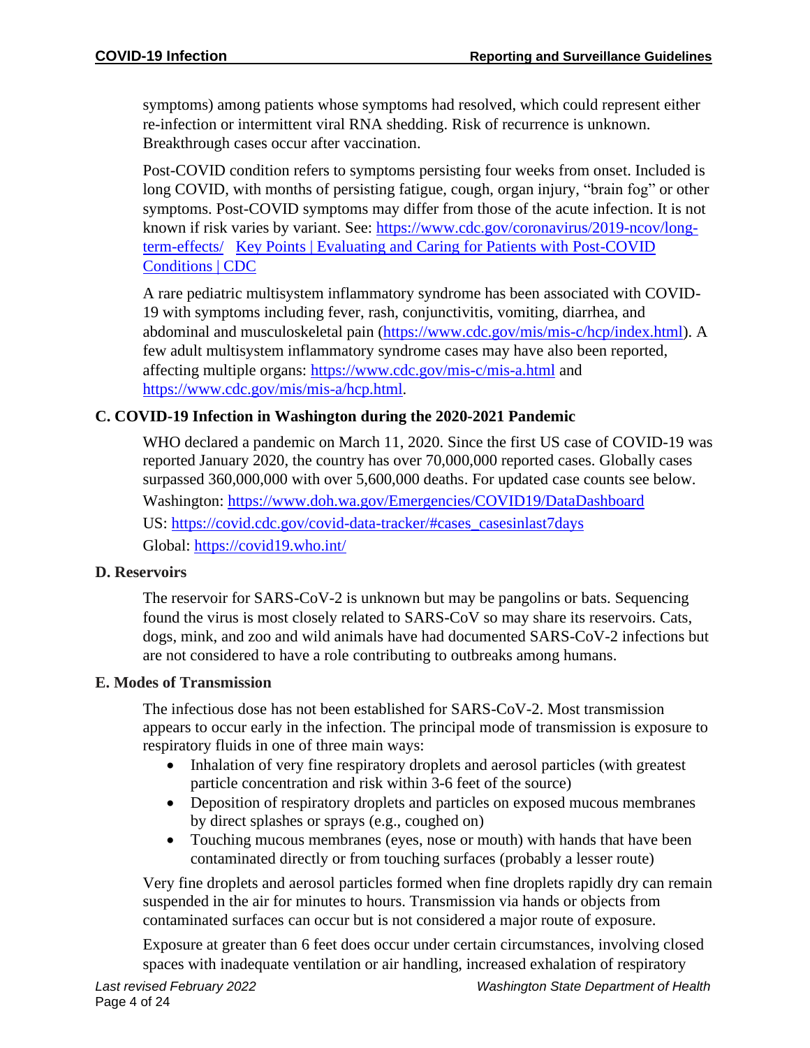symptoms) among patients whose symptoms had resolved, which could represent either re-infection or intermittent viral RNA shedding. Risk of recurrence is unknown. Breakthrough cases occur after vaccination.

Post-COVID condition refers to symptoms persisting four weeks from onset. Included is long COVID, with months of persisting fatigue, cough, organ injury, "brain fog" or other symptoms. Post-COVID symptoms may differ from those of the acute infection. It is not known if risk varies by variant. See: [https://www.cdc.gov/coronavirus/2019-ncov/long-term-effects/](https://www.cdc.gov/coronavirus/2019-ncov/long-term-effects/) [Key Points | Evaluating and Caring for Patients with Post-COVID Conditions | CDC]()

A rare pediatric multisystem inflammatory syndrome has been associated with COVID-19 with symptoms including fever, rash, conjunctivitis, vomiting, diarrhea, and abdominal and musculoskeletal pain ([https://www.cdc.gov/mis/mis-c/hcp/index.html](https://www.cdc.gov/mis/mis-c/hcp/index.html)). A few adult multisystem inflammatory syndrome cases may have also been reported, affecting multiple organs: [https://www.cdc.gov/mis-c/mis-a.html](https://www.cdc.gov/mis-c/mis-a.html) and [https://www.cdc.gov/mis/mis-a/hcp.html](https://www.cdc.gov/mis/mis-a/hcp.html).

### C. COVID-19 Infection in Washington during the 2020-2021 Pandemic

WHO declared a pandemic on March 11, 2020. Since the first US case of COVID-19 was reported January 2020, the country has over 70,000,000 reported cases. Globally cases surpassed 360,000,000 with over 5,600,000 deaths. For updated case counts see below.

Washington: [https://www.doh.wa.gov/Emergencies/COVID19/DataDashboard](https://www.doh.wa.gov/Emergencies/COVID19/DataDashboard)

US: [https://covid.cdc.gov/covid-data-tracker/#cases_casesinlast7days](https://covid.cdc.gov/covid-data-tracker/#cases_casesinlast7days)

Global: [https://covid19.who.int/](https://covid19.who.int/)

### D. Reservoirs

The reservoir for SARS-CoV-2 is unknown but may be pangolins or bats. Sequencing found the virus is most closely related to SARS-CoV so may share its reservoirs. Cats, dogs, mink, and zoo and wild animals have had documented SARS-CoV-2 infections but are not considered to have a role contributing to outbreaks among humans.

### E. Modes of Transmission

The infectious dose has not been established for SARS-CoV-2. Most transmission appears to occur early in the infection. The principal mode of transmission is exposure to respiratory fluids in one of three main ways:

- Inhalation of very fine respiratory droplets and aerosol particles (with greatest particle concentration and risk within 3-6 feet of the source)
- Deposition of respiratory droplets and particles on exposed mucous membranes by direct splashes or sprays (e.g., coughed on)
- Touching mucous membranes (eyes, nose or mouth) with hands that have been contaminated directly or from touching surfaces (probably a lesser route)

Very fine droplets and aerosol particles formed when fine droplets rapidly dry can remain suspended in the air for minutes to hours. Transmission via hands or objects from contaminated surfaces can occur but is not considered a major route of exposure.

Exposure at greater than 6 feet does occur under certain circumstances, involving closed spaces with inadequate ventilation or air handling, increased exhalation of respiratory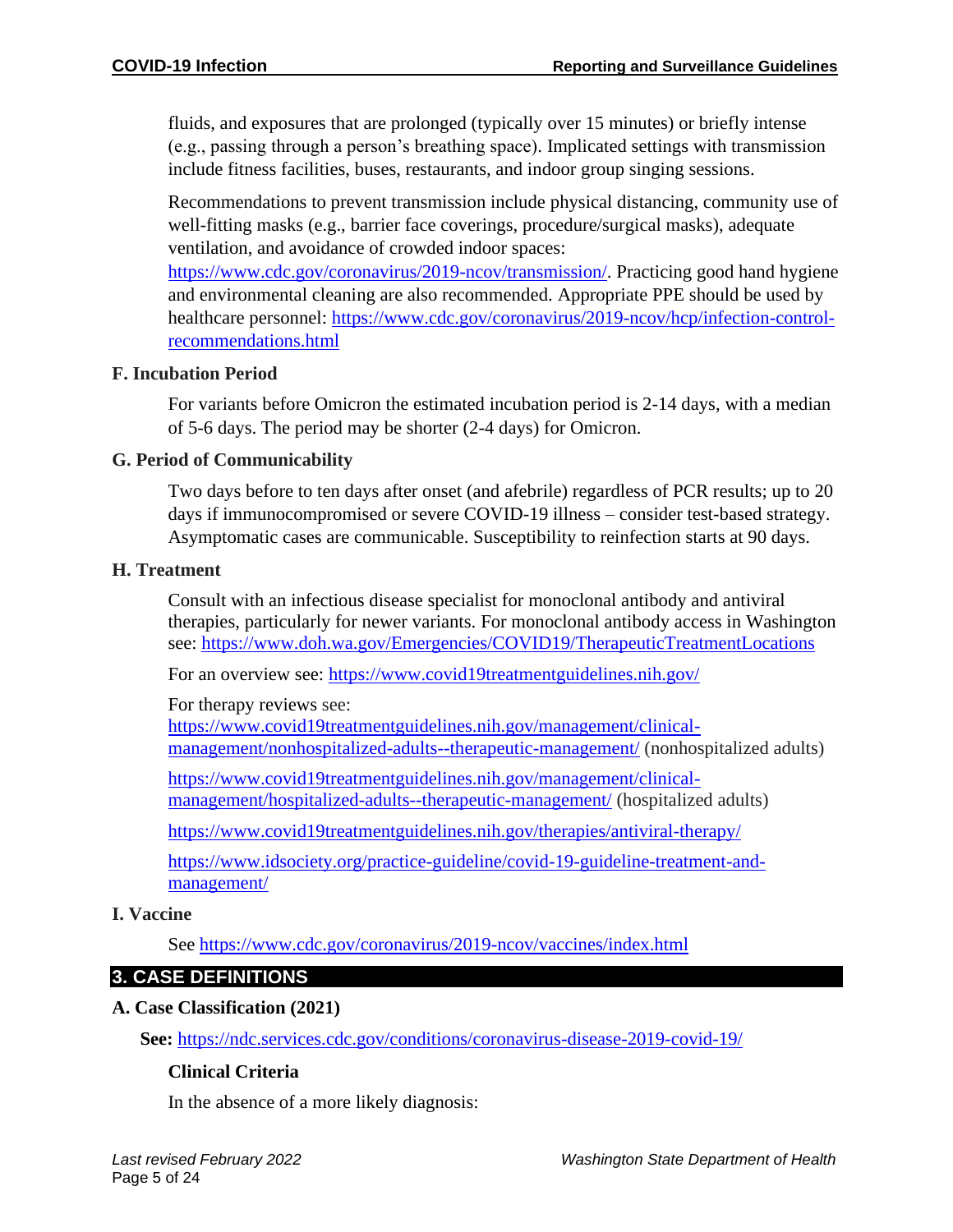fluids, and exposures that are prolonged (typically over 15 minutes) or briefly intense (e.g., passing through a person's breathing space). Implicated settings with transmission include fitness facilities, buses, restaurants, and indoor group singing sessions.

Recommendations to prevent transmission include physical distancing, community use of well-fitting masks (e.g., barrier face coverings, procedure/surgical masks), adequate ventilation, and avoidance of crowded indoor spaces: https://www.cdc.gov/coronavirus/2019-ncov/transmission/. Practicing good hand hygiene and environmental cleaning are also recommended. Appropriate PPE should be used by healthcare personnel: https://www.cdc.gov/coronavirus/2019-ncov/hcp/infection-control-recommendations.html

### F. Incubation Period

For variants before Omicron the estimated incubation period is 2-14 days, with a median of 5-6 days. The period may be shorter (2-4 days) for Omicron.

### G. Period of Communicability

Two days before to ten days after onset (and afebrile) regardless of PCR results; up to 20 days if immunocompromised or severe COVID-19 illness – consider test-based strategy. Asymptomatic cases are communicable. Susceptibility to reinfection starts at 90 days.

### H. Treatment

Consult with an infectious disease specialist for monoclonal antibody and antiviral therapies, particularly for newer variants. For monoclonal antibody access in Washington see: https://www.doh.wa.gov/Emergencies/COVID19/TherapeuticTreatmentLocations

For an overview see: https://www.covid19treatmentguidelines.nih.gov/

For therapy reviews see:
https://www.covid19treatmentguidelines.nih.gov/management/clinical-management/nonhospitalized-adults--therapeutic-management/ (nonhospitalized adults)

https://www.covid19treatmentguidelines.nih.gov/management/clinical-management/hospitalized-adults--therapeutic-management/ (hospitalized adults)

https://www.covid19treatmentguidelines.nih.gov/therapies/antiviral-therapy/

https://www.idsociety.org/practice-guideline/covid-19-guideline-treatment-and-management/

### I. Vaccine

See https://www.cdc.gov/coronavirus/2019-ncov/vaccines/index.html

## 3. CASE DEFINITIONS

### A. Case Classification (2021)

**See:** https://ndc.services.cdc.gov/conditions/coronavirus-disease-2019-covid-19/

**Clinical Criteria**

In the absence of a more likely diagnosis: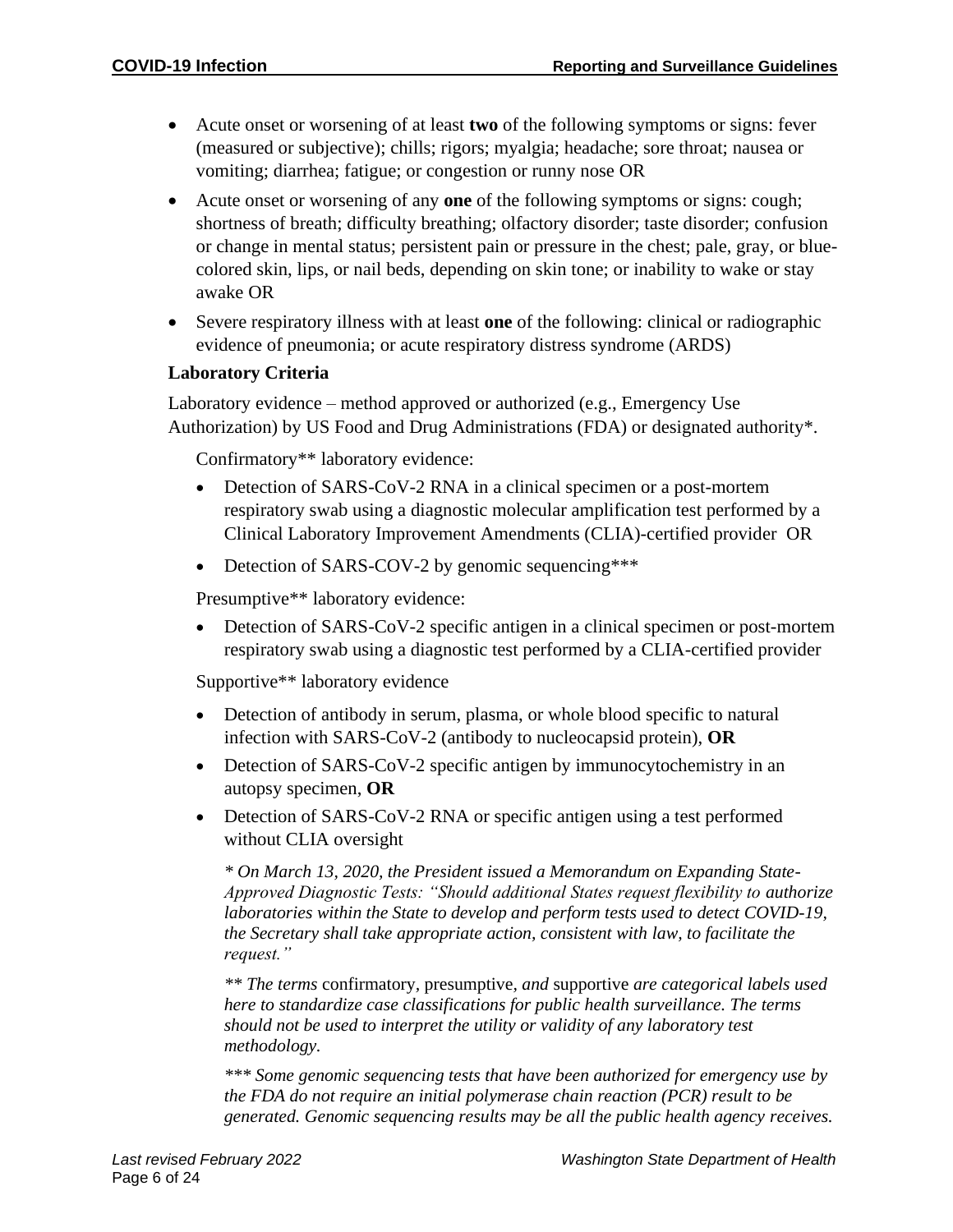- Acute onset or worsening of at least **two** of the following symptoms or signs: fever (measured or subjective); chills; rigors; myalgia; headache; sore throat; nausea or vomiting; diarrhea; fatigue; or congestion or runny nose OR
- Acute onset or worsening of any **one** of the following symptoms or signs: cough; shortness of breath; difficulty breathing; olfactory disorder; taste disorder; confusion or change in mental status; persistent pain or pressure in the chest; pale, gray, or blue-colored skin, lips, or nail beds, depending on skin tone; or inability to wake or stay awake OR
- Severe respiratory illness with at least **one** of the following: clinical or radiographic evidence of pneumonia; or acute respiratory distress syndrome (ARDS)

**Laboratory Criteria**

Laboratory evidence – method approved or authorized (e.g., Emergency Use Authorization) by US Food and Drug Administrations (FDA) or designated authority*.

Confirmatory** laboratory evidence:

- Detection of SARS-CoV-2 RNA in a clinical specimen or a post-mortem respiratory swab using a diagnostic molecular amplification test performed by a Clinical Laboratory Improvement Amendments (CLIA)-certified provider OR
- Detection of SARS-COV-2 by genomic sequencing***

Presumptive** laboratory evidence:

- Detection of SARS-CoV-2 specific antigen in a clinical specimen or post-mortem respiratory swab using a diagnostic test performed by a CLIA-certified provider

Supportive** laboratory evidence

- Detection of antibody in serum, plasma, or whole blood specific to natural infection with SARS-CoV-2 (antibody to nucleocapsid protein), **OR**
- Detection of SARS-CoV-2 specific antigen by immunocytochemistry in an autopsy specimen, **OR**
- Detection of SARS-CoV-2 RNA or specific antigen using a test performed without CLIA oversight

*\* On March 13, 2020, the President issued a Memorandum on Expanding State-Approved Diagnostic Tests: "Should additional States request flexibility to authorize laboratories within the State to develop and perform tests used to detect COVID-19, the Secretary shall take appropriate action, consistent with law, to facilitate the request."*

*\*\* The terms* confirmatory, presumptive, *and* supportive *are categorical labels used here to standardize case classifications for public health surveillance. The terms should not be used to interpret the utility or validity of any laboratory test methodology.*

*\*\*\* Some genomic sequencing tests that have been authorized for emergency use by the FDA do not require an initial polymerase chain reaction (PCR) result to be generated. Genomic sequencing results may be all the public health agency receives.*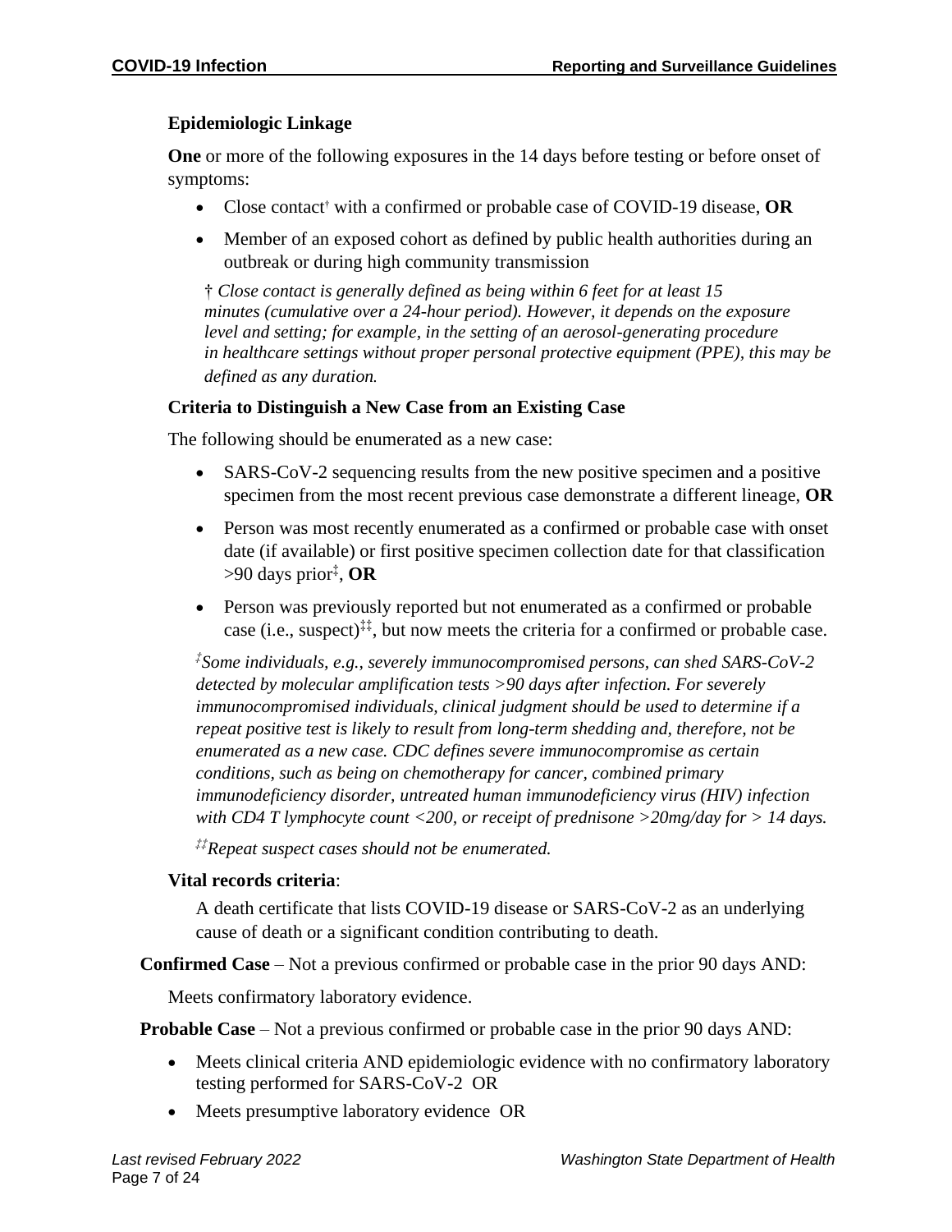**Epidemiologic Linkage**

**One** or more of the following exposures in the 14 days before testing or before onset of symptoms:

- Close contact† with a confirmed or probable case of COVID-19 disease, **OR**
- Member of an exposed cohort as defined by public health authorities during an outbreak or during high community transmission

† *Close contact is generally defined as being within 6 feet for at least 15 minutes (cumulative over a 24-hour period). However, it depends on the exposure level and setting; for example, in the setting of an aerosol-generating procedure in healthcare settings without proper personal protective equipment (PPE), this may be defined as any duration.*

**Criteria to Distinguish a New Case from an Existing Case**

The following should be enumerated as a new case:

- SARS-CoV-2 sequencing results from the new positive specimen and a positive specimen from the most recent previous case demonstrate a different lineage, **OR**
- Person was most recently enumerated as a confirmed or probable case with onset date (if available) or first positive specimen collection date for that classification >90 days prior‡, **OR**
- Person was previously reported but not enumerated as a confirmed or probable case (i.e., suspect)‡‡, but now meets the criteria for a confirmed or probable case.

‡*Some individuals, e.g., severely immunocompromised persons, can shed SARS-CoV-2 detected by molecular amplification tests >90 days after infection. For severely immunocompromised individuals, clinical judgment should be used to determine if a repeat positive test is likely to result from long-term shedding and, therefore, not be enumerated as a new case. CDC defines severe immunocompromise as certain conditions, such as being on chemotherapy for cancer, combined primary immunodeficiency disorder, untreated human immunodeficiency virus (HIV) infection with CD4 T lymphocyte count <200, or receipt of prednisone >20mg/day for > 14 days.*

‡‡*Repeat suspect cases should not be enumerated.*

**Vital records criteria**:

A death certificate that lists COVID-19 disease or SARS-CoV-2 as an underlying cause of death or a significant condition contributing to death.

**Confirmed Case** – Not a previous confirmed or probable case in the prior 90 days AND:

Meets confirmatory laboratory evidence.

**Probable Case** – Not a previous confirmed or probable case in the prior 90 days AND:

- Meets clinical criteria AND epidemiologic evidence with no confirmatory laboratory testing performed for SARS-CoV-2 OR
- Meets presumptive laboratory evidence OR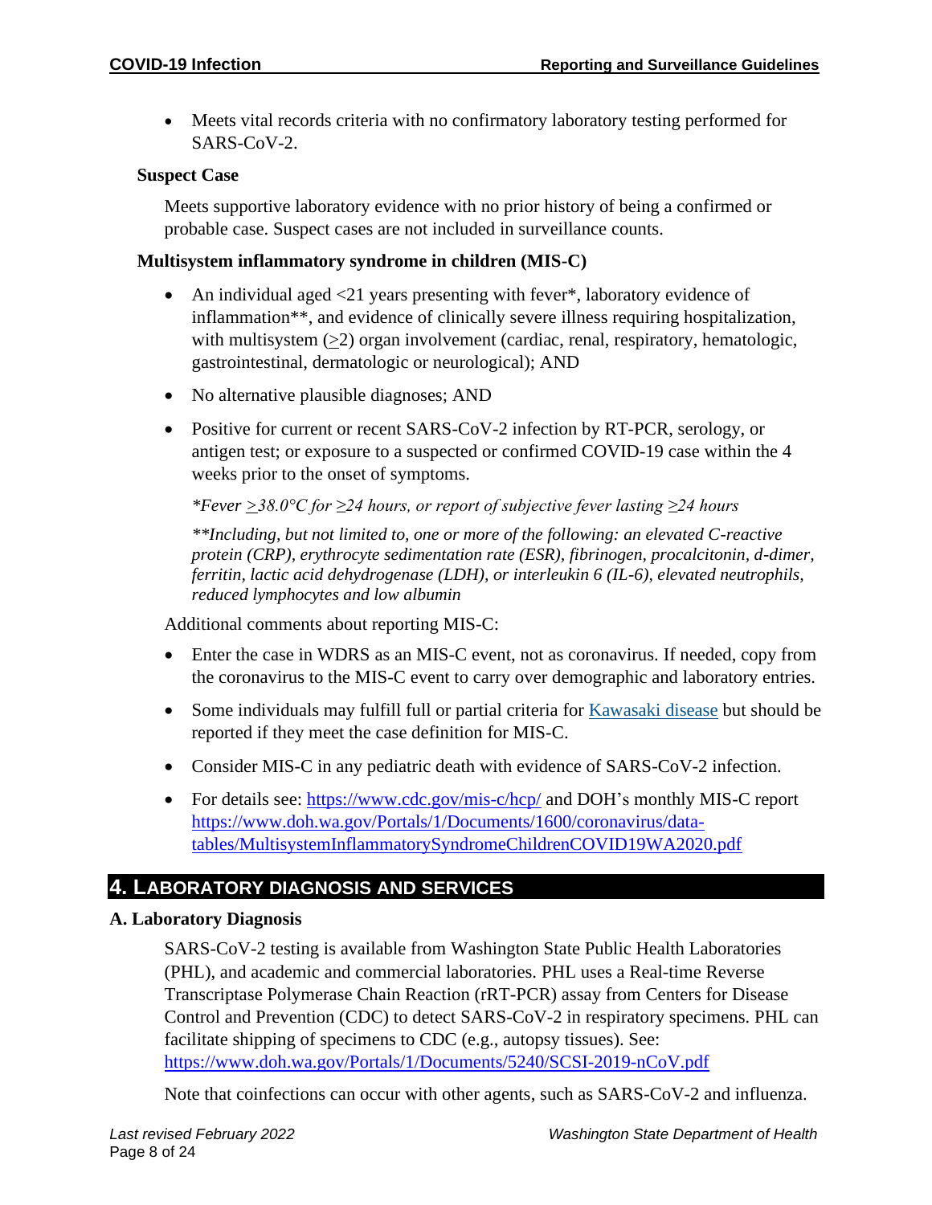- Meets vital records criteria with no confirmatory laboratory testing performed for SARS-CoV-2.

**Suspect Case**

Meets supportive laboratory evidence with no prior history of being a confirmed or probable case. Suspect cases are not included in surveillance counts.

**Multisystem inflammatory syndrome in children (MIS-C)**

- An individual aged <21 years presenting with fever*, laboratory evidence of inflammation**, and evidence of clinically severe illness requiring hospitalization, with multisystem ($\geq$2) organ involvement (cardiac, renal, respiratory, hematologic, gastrointestinal, dermatologic or neurological); AND
- No alternative plausible diagnoses; AND
- Positive for current or recent SARS-CoV-2 infection by RT-PCR, serology, or antigen test; or exposure to a suspected or confirmed COVID-19 case within the 4 weeks prior to the onset of symptoms.

*\*Fever ≥38.0°C for ≥24 hours, or report of subjective fever lasting ≥24 hours*

*\*\*Including, but not limited to, one or more of the following: an elevated C-reactive protein (CRP), erythrocyte sedimentation rate (ESR), fibrinogen, procalcitonin, d-dimer, ferritin, lactic acid dehydrogenase (LDH), or interleukin 6 (IL-6), elevated neutrophils, reduced lymphocytes and low albumin*

Additional comments about reporting MIS-C:

- Enter the case in WDRS as an MIS-C event, not as coronavirus. If needed, copy from the coronavirus to the MIS-C event to carry over demographic and laboratory entries.
- Some individuals may fulfill full or partial criteria for [Kawasaki disease](#) but should be reported if they meet the case definition for MIS-C.
- Consider MIS-C in any pediatric death with evidence of SARS-CoV-2 infection.
- For details see: https://www.cdc.gov/mis-c/hcp/ and DOH's monthly MIS-C report https://www.doh.wa.gov/Portals/1/Documents/1600/coronavirus/data-tables/MultisystemInflammatorySyndromeChildrenCOVID19WA2020.pdf

## 4. LABORATORY DIAGNOSIS AND SERVICES

### A. Laboratory Diagnosis

SARS-CoV-2 testing is available from Washington State Public Health Laboratories (PHL), and academic and commercial laboratories. PHL uses a Real-time Reverse Transcriptase Polymerase Chain Reaction (rRT-PCR) assay from Centers for Disease Control and Prevention (CDC) to detect SARS-CoV-2 in respiratory specimens. PHL can facilitate shipping of specimens to CDC (e.g., autopsy tissues). See: https://www.doh.wa.gov/Portals/1/Documents/5240/SCSI-2019-nCoV.pdf

Note that coinfections can occur with other agents, such as SARS-CoV-2 and influenza.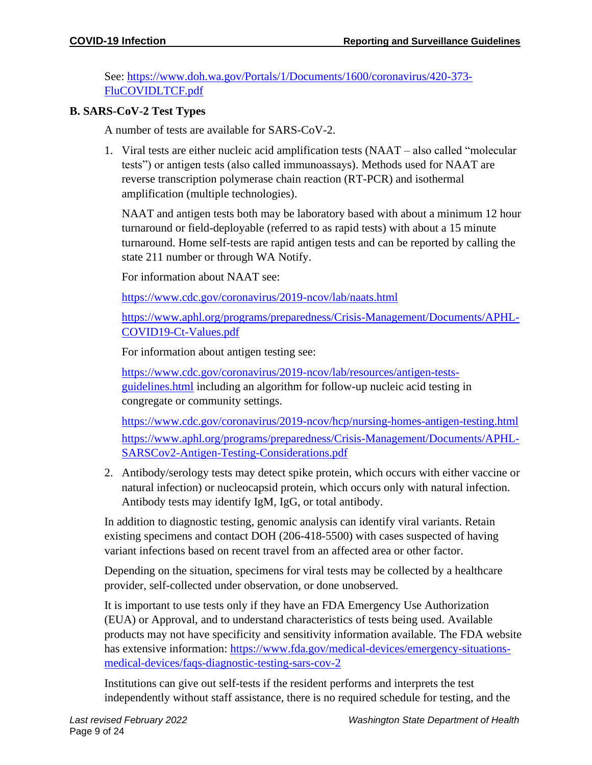See: [https://www.doh.wa.gov/Portals/1/Documents/1600/coronavirus/420-373-FluCOVIDLTCF.pdf](https://www.doh.wa.gov/Portals/1/Documents/1600/coronavirus/420-373-FluCOVIDLTCF.pdf)

### B. SARS-CoV-2 Test Types

A number of tests are available for SARS-CoV-2.

1. Viral tests are either nucleic acid amplification tests (NAAT – also called "molecular tests") or antigen tests (also called immunoassays). Methods used for NAAT are reverse transcription polymerase chain reaction (RT-PCR) and isothermal amplification (multiple technologies).

   NAAT and antigen tests both may be laboratory based with about a minimum 12 hour turnaround or field-deployable (referred to as rapid tests) with about a 15 minute turnaround. Home self-tests are rapid antigen tests and can be reported by calling the state 211 number or through WA Notify.

   For information about NAAT see:

   [https://www.cdc.gov/coronavirus/2019-ncov/lab/naats.html](https://www.cdc.gov/coronavirus/2019-ncov/lab/naats.html)

   [https://www.aphl.org/programs/preparedness/Crisis-Management/Documents/APHL-COVID19-Ct-Values.pdf](https://www.aphl.org/programs/preparedness/Crisis-Management/Documents/APHL-COVID19-Ct-Values.pdf)

   For information about antigen testing see:

   [https://www.cdc.gov/coronavirus/2019-ncov/lab/resources/antigen-tests-guidelines.html](https://www.cdc.gov/coronavirus/2019-ncov/lab/resources/antigen-tests-guidelines.html) including an algorithm for follow-up nucleic acid testing in congregate or community settings.

   [https://www.cdc.gov/coronavirus/2019-ncov/hcp/nursing-homes-antigen-testing.html](https://www.cdc.gov/coronavirus/2019-ncov/hcp/nursing-homes-antigen-testing.html)

   [https://www.aphl.org/programs/preparedness/Crisis-Management/Documents/APHL-SARSCov2-Antigen-Testing-Considerations.pdf](https://www.aphl.org/programs/preparedness/Crisis-Management/Documents/APHL-SARSCov2-Antigen-Testing-Considerations.pdf)

2. Antibody/serology tests may detect spike protein, which occurs with either vaccine or natural infection) or nucleocapsid protein, which occurs only with natural infection. Antibody tests may identify IgM, IgG, or total antibody.

In addition to diagnostic testing, genomic analysis can identify viral variants. Retain existing specimens and contact DOH (206-418-5500) with cases suspected of having variant infections based on recent travel from an affected area or other factor.

Depending on the situation, specimens for viral tests may be collected by a healthcare provider, self-collected under observation, or done unobserved.

It is important to use tests only if they have an FDA Emergency Use Authorization (EUA) or Approval, and to understand characteristics of tests being used. Available products may not have specificity and sensitivity information available. The FDA website has extensive information: [https://www.fda.gov/medical-devices/emergency-situations-medical-devices/faqs-diagnostic-testing-sars-cov-2](https://www.fda.gov/medical-devices/emergency-situations-medical-devices/faqs-diagnostic-testing-sars-cov-2)

Institutions can give out self-tests if the resident performs and interprets the test independently without staff assistance, there is no required schedule for testing, and the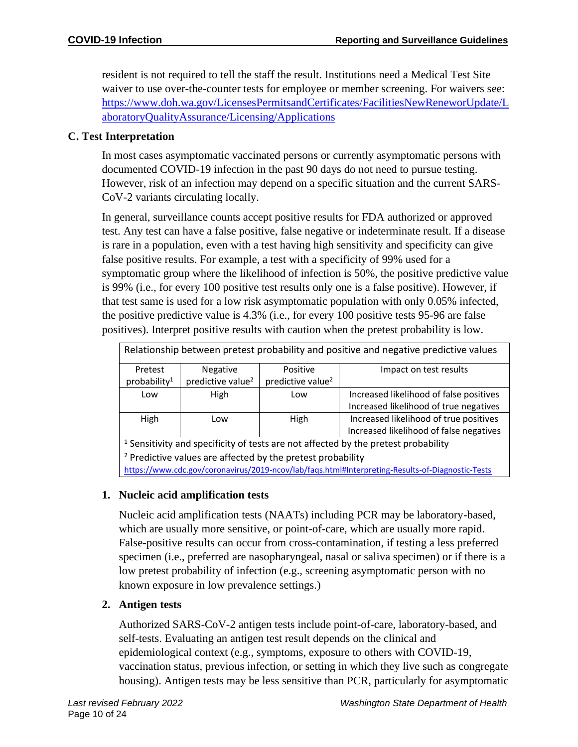resident is not required to tell the staff the result. Institutions need a Medical Test Site waiver to use over-the-counter tests for employee or member screening. For waivers see: https://www.doh.wa.gov/LicensesPermitsandCertificates/FacilitiesNewReneworUpdate/LaboratoryQualityAssurance/Licensing/Applications

### C. Test Interpretation

In most cases asymptomatic vaccinated persons or currently asymptomatic persons with documented COVID-19 infection in the past 90 days do not need to pursue testing. However, risk of an infection may depend on a specific situation and the current SARS-CoV-2 variants circulating locally.

In general, surveillance counts accept positive results for FDA authorized or approved test. Any test can have a false positive, false negative or indeterminate result. If a disease is rare in a population, even with a test having high sensitivity and specificity can give false positive results. For example, a test with a specificity of 99% used for a symptomatic group where the likelihood of infection is 50%, the positive predictive value is 99% (i.e., for every 100 positive test results only one is a false positive). However, if that test same is used for a low risk asymptomatic population with only 0.05% infected, the positive predictive value is 4.3% (i.e., for every 100 positive tests 95-96 are false positives). Interpret positive results with caution when the pretest probability is low.

| Relationship between pretest probability and positive and negative predictive values | | | |
|---|---|---|---|
| Pretest probability[1] | Negative predictive value[2] | Positive predictive value[2] | Impact on test results |
| Low | High | Low | Increased likelihood of false positives<br>Increased likelihood of true negatives |
| High | Low | High | Increased likelihood of true positives<br>Increased likelihood of false negatives |

[1] Sensitivity and specificity of tests are not affected by the pretest probability

[2] Predictive values are affected by the pretest probability

https://www.cdc.gov/coronavirus/2019-ncov/lab/faqs.html#Interpreting-Results-of-Diagnostic-Tests

#### 1. Nucleic acid amplification tests

Nucleic acid amplification tests (NAATs) including PCR may be laboratory-based, which are usually more sensitive, or point-of-care, which are usually more rapid. False-positive results can occur from cross-contamination, if testing a less preferred specimen (i.e., preferred are nasopharyngeal, nasal or saliva specimen) or if there is a low pretest probability of infection (e.g., screening asymptomatic person with no known exposure in low prevalence settings.)

#### 2. Antigen tests

Authorized SARS-CoV-2 antigen tests include point-of-care, laboratory-based, and self-tests. Evaluating an antigen test result depends on the clinical and epidemiological context (e.g., symptoms, exposure to others with COVID-19, vaccination status, previous infection, or setting in which they live such as congregate housing). Antigen tests may be less sensitive than PCR, particularly for asymptomatic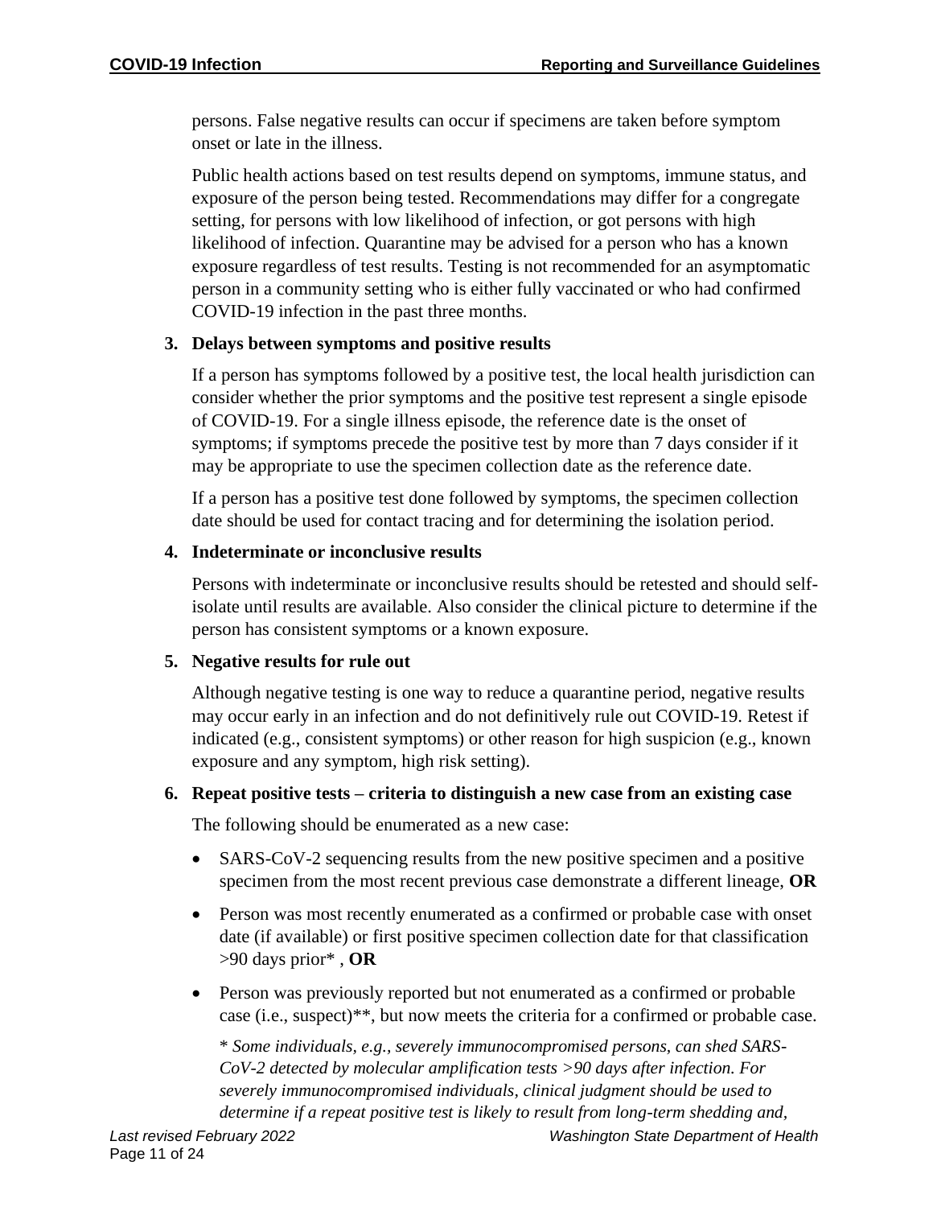persons. False negative results can occur if specimens are taken before symptom onset or late in the illness.

Public health actions based on test results depend on symptoms, immune status, and exposure of the person being tested. Recommendations may differ for a congregate setting, for persons with low likelihood of infection, or got persons with high likelihood of infection. Quarantine may be advised for a person who has a known exposure regardless of test results. Testing is not recommended for an asymptomatic person in a community setting who is either fully vaccinated or who had confirmed COVID-19 infection in the past three months.

**3. Delays between symptoms and positive results**

If a person has symptoms followed by a positive test, the local health jurisdiction can consider whether the prior symptoms and the positive test represent a single episode of COVID-19. For a single illness episode, the reference date is the onset of symptoms; if symptoms precede the positive test by more than 7 days consider if it may be appropriate to use the specimen collection date as the reference date.

If a person has a positive test done followed by symptoms, the specimen collection date should be used for contact tracing and for determining the isolation period.

**4. Indeterminate or inconclusive results**

Persons with indeterminate or inconclusive results should be retested and should self-isolate until results are available. Also consider the clinical picture to determine if the person has consistent symptoms or a known exposure.

**5. Negative results for rule out**

Although negative testing is one way to reduce a quarantine period, negative results may occur early in an infection and do not definitively rule out COVID-19. Retest if indicated (e.g., consistent symptoms) or other reason for high suspicion (e.g., known exposure and any symptom, high risk setting).

**6. Repeat positive tests – criteria to distinguish a new case from an existing case**

The following should be enumerated as a new case:

- SARS-CoV-2 sequencing results from the new positive specimen and a positive specimen from the most recent previous case demonstrate a different lineage, **OR**
- Person was most recently enumerated as a confirmed or probable case with onset date (if available) or first positive specimen collection date for that classification >90 days prior* , **OR**
- Person was previously reported but not enumerated as a confirmed or probable case (i.e., suspect)**, but now meets the criteria for a confirmed or probable case.

\* *Some individuals, e.g., severely immunocompromised persons, can shed SARS-CoV-2 detected by molecular amplification tests >90 days after infection. For severely immunocompromised individuals, clinical judgment should be used to determine if a repeat positive test is likely to result from long-term shedding and,*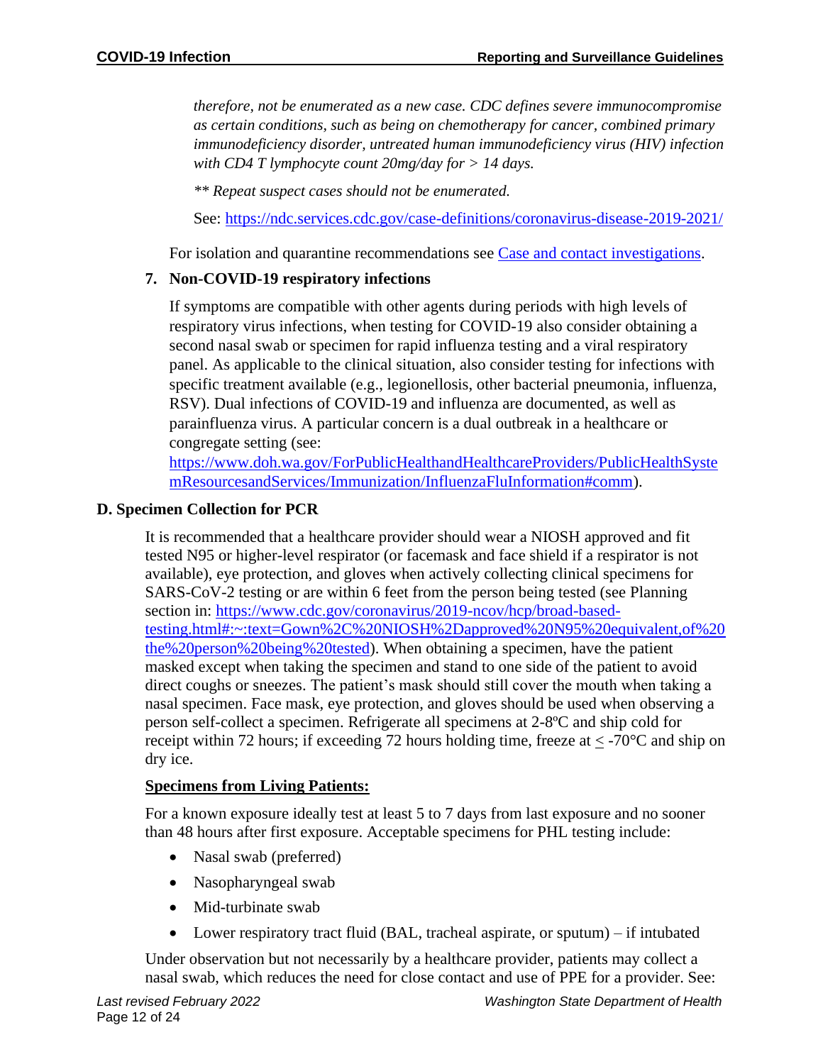*therefore, not be enumerated as a new case. CDC defines severe immunocompromise as certain conditions, such as being on chemotherapy for cancer, combined primary immunodeficiency disorder, untreated human immunodeficiency virus (HIV) infection with CD4 T lymphocyte count 20mg/day for > 14 days.*

*** Repeat suspect cases should not be enumerated.*

See: https://ndc.services.cdc.gov/case-definitions/coronavirus-disease-2019-2021/

For isolation and quarantine recommendations see [Case and contact investigations](#).

### 7. Non-COVID-19 respiratory infections

If symptoms are compatible with other agents during periods with high levels of respiratory virus infections, when testing for COVID-19 also consider obtaining a second nasal swab or specimen for rapid influenza testing and a viral respiratory panel. As applicable to the clinical situation, also consider testing for infections with specific treatment available (e.g., legionellosis, other bacterial pneumonia, influenza, RSV). Dual infections of COVID-19 and influenza are documented, as well as parainfluenza virus. A particular concern is a dual outbreak in a healthcare or congregate setting (see: https://www.doh.wa.gov/ForPublicHealthandHealthcareProviders/PublicHealthSystemResourcesandServices/Immunization/InfluenzaFluInformation#comm).

## D. Specimen Collection for PCR

It is recommended that a healthcare provider should wear a NIOSH approved and fit tested N95 or higher-level respirator (or facemask and face shield if a respirator is not available), eye protection, and gloves when actively collecting clinical specimens for SARS-CoV-2 testing or are within 6 feet from the person being tested (see Planning section in: https://www.cdc.gov/coronavirus/2019-ncov/hcp/broad-based-testing.html#:~:text=Gown%2C%20NIOSH%2Dapproved%20N95%20equivalent,of%20the%20person%20being%20tested). When obtaining a specimen, have the patient masked except when taking the specimen and stand to one side of the patient to avoid direct coughs or sneezes. The patient's mask should still cover the mouth when taking a nasal specimen. Face mask, eye protection, and gloves should be used when observing a person self-collect a specimen. Refrigerate all specimens at 2-8ºC and ship cold for receipt within 72 hours; if exceeding 72 hours holding time, freeze at ≤ -70°C and ship on dry ice.

**<u>Specimens from Living Patients:</u>**

For a known exposure ideally test at least 5 to 7 days from last exposure and no sooner than 48 hours after first exposure. Acceptable specimens for PHL testing include:

- Nasal swab (preferred)
- Nasopharyngeal swab
- Mid-turbinate swab
- Lower respiratory tract fluid (BAL, tracheal aspirate, or sputum) – if intubated

Under observation but not necessarily by a healthcare provider, patients may collect a nasal swab, which reduces the need for close contact and use of PPE for a provider. See: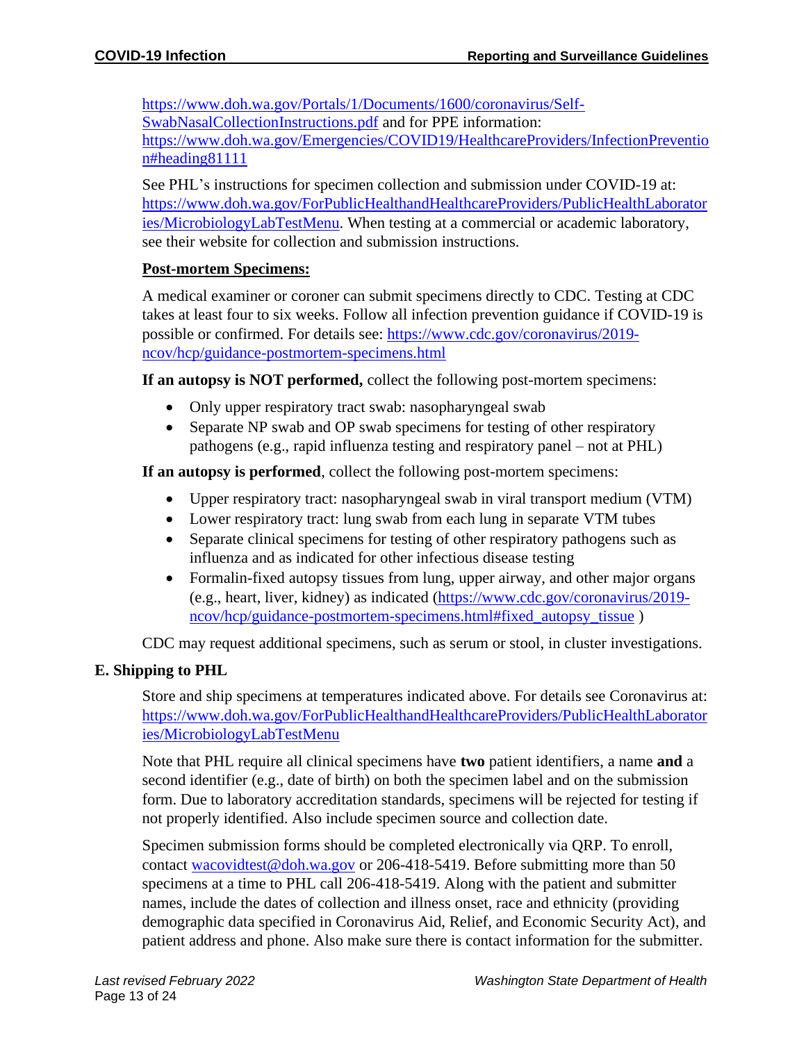https://www.doh.wa.gov/Portals/1/Documents/1600/coronavirus/Self-SwabNasalCollectionInstructions.pdf and for PPE information: https://www.doh.wa.gov/Emergencies/COVID19/HealthcareProviders/InfectionPrevention#heading81111

See PHL's instructions for specimen collection and submission under COVID-19 at: https://www.doh.wa.gov/ForPublicHealthandHealthcareProviders/PublicHealthLaboratories/MicrobiologyLabTestMenu. When testing at a commercial or academic laboratory, see their website for collection and submission instructions.

**Post-mortem Specimens:**

A medical examiner or coroner can submit specimens directly to CDC. Testing at CDC takes at least four to six weeks. Follow all infection prevention guidance if COVID-19 is possible or confirmed. For details see: https://www.cdc.gov/coronavirus/2019-ncov/hcp/guidance-postmortem-specimens.html

**If an autopsy is NOT performed,** collect the following post-mortem specimens:

- Only upper respiratory tract swab: nasopharyngeal swab
- Separate NP swab and OP swab specimens for testing of other respiratory pathogens (e.g., rapid influenza testing and respiratory panel – not at PHL)

**If an autopsy is performed**, collect the following post-mortem specimens:

- Upper respiratory tract: nasopharyngeal swab in viral transport medium (VTM)
- Lower respiratory tract: lung swab from each lung in separate VTM tubes
- Separate clinical specimens for testing of other respiratory pathogens such as influenza and as indicated for other infectious disease testing
- Formalin-fixed autopsy tissues from lung, upper airway, and other major organs (e.g., heart, liver, kidney) as indicated (https://www.cdc.gov/coronavirus/2019-ncov/hcp/guidance-postmortem-specimens.html#fixed_autopsy_tissue )

CDC may request additional specimens, such as serum or stool, in cluster investigations.

### E. Shipping to PHL

Store and ship specimens at temperatures indicated above. For details see Coronavirus at: https://www.doh.wa.gov/ForPublicHealthandHealthcareProviders/PublicHealthLaboratories/MicrobiologyLabTestMenu

Note that PHL require all clinical specimens have **two** patient identifiers, a name **and** a second identifier (e.g., date of birth) on both the specimen label and on the submission form. Due to laboratory accreditation standards, specimens will be rejected for testing if not properly identified. Also include specimen source and collection date.

Specimen submission forms should be completed electronically via QRP. To enroll, contact wacovidtest@doh.wa.gov or 206-418-5419. Before submitting more than 50 specimens at a time to PHL call 206-418-5419. Along with the patient and submitter names, include the dates of collection and illness onset, race and ethnicity (providing demographic data specified in Coronavirus Aid, Relief, and Economic Security Act), and patient address and phone. Also make sure there is contact information for the submitter.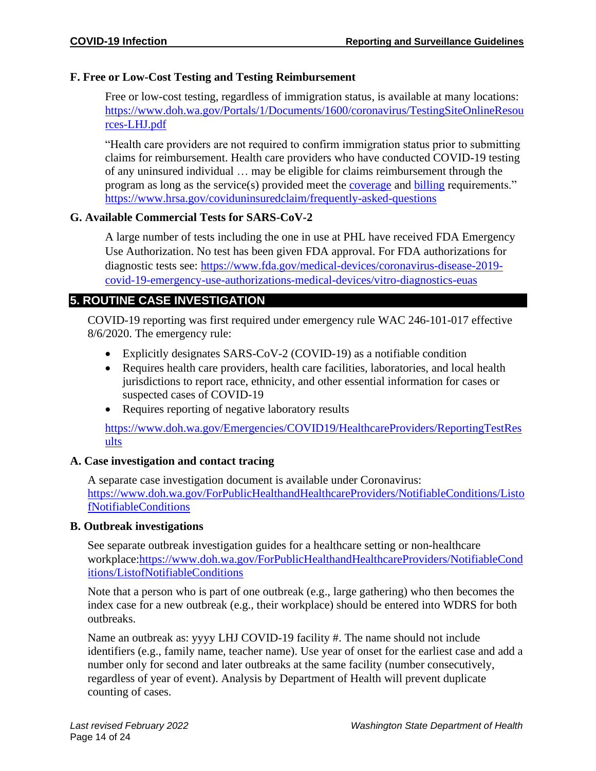### F. Free or Low-Cost Testing and Testing Reimbursement

Free or low-cost testing, regardless of immigration status, is available at many locations: https://www.doh.wa.gov/Portals/1/Documents/1600/coronavirus/TestingSiteOnlineResources-LHJ.pdf

"Health care providers are not required to confirm immigration status prior to submitting claims for reimbursement. Health care providers who have conducted COVID-19 testing of any uninsured individual … may be eligible for claims reimbursement through the program as long as the service(s) provided meet the coverage and billing requirements." https://www.hrsa.gov/coviduninsuredclaim/frequently-asked-questions

### G. Available Commercial Tests for SARS-CoV-2

A large number of tests including the one in use at PHL have received FDA Emergency Use Authorization. No test has been given FDA approval. For FDA authorizations for diagnostic tests see: https://www.fda.gov/medical-devices/coronavirus-disease-2019-covid-19-emergency-use-authorizations-medical-devices/vitro-diagnostics-euas

## 5. ROUTINE CASE INVESTIGATION

COVID-19 reporting was first required under emergency rule WAC 246-101-017 effective 8/6/2020. The emergency rule:

- Explicitly designates SARS-CoV-2 (COVID-19) as a notifiable condition
- Requires health care providers, health care facilities, laboratories, and local health jurisdictions to report race, ethnicity, and other essential information for cases or suspected cases of COVID-19
- Requires reporting of negative laboratory results

https://www.doh.wa.gov/Emergencies/COVID19/HealthcareProviders/ReportingTestResults

### A. Case investigation and contact tracing

A separate case investigation document is available under Coronavirus: https://www.doh.wa.gov/ForPublicHealthandHealthcareProviders/NotifiableConditions/ListofNotifiableConditions

### B. Outbreak investigations

See separate outbreak investigation guides for a healthcare setting or non-healthcare workplace:https://www.doh.wa.gov/ForPublicHealthandHealthcareProviders/NotifiableConditions/ListofNotifiableConditions

Note that a person who is part of one outbreak (e.g., large gathering) who then becomes the index case for a new outbreak (e.g., their workplace) should be entered into WDRS for both outbreaks.

Name an outbreak as: yyyy LHJ COVID-19 facility #. The name should not include identifiers (e.g., family name, teacher name). Use year of onset for the earliest case and add a number only for second and later outbreaks at the same facility (number consecutively, regardless of year of event). Analysis by Department of Health will prevent duplicate counting of cases.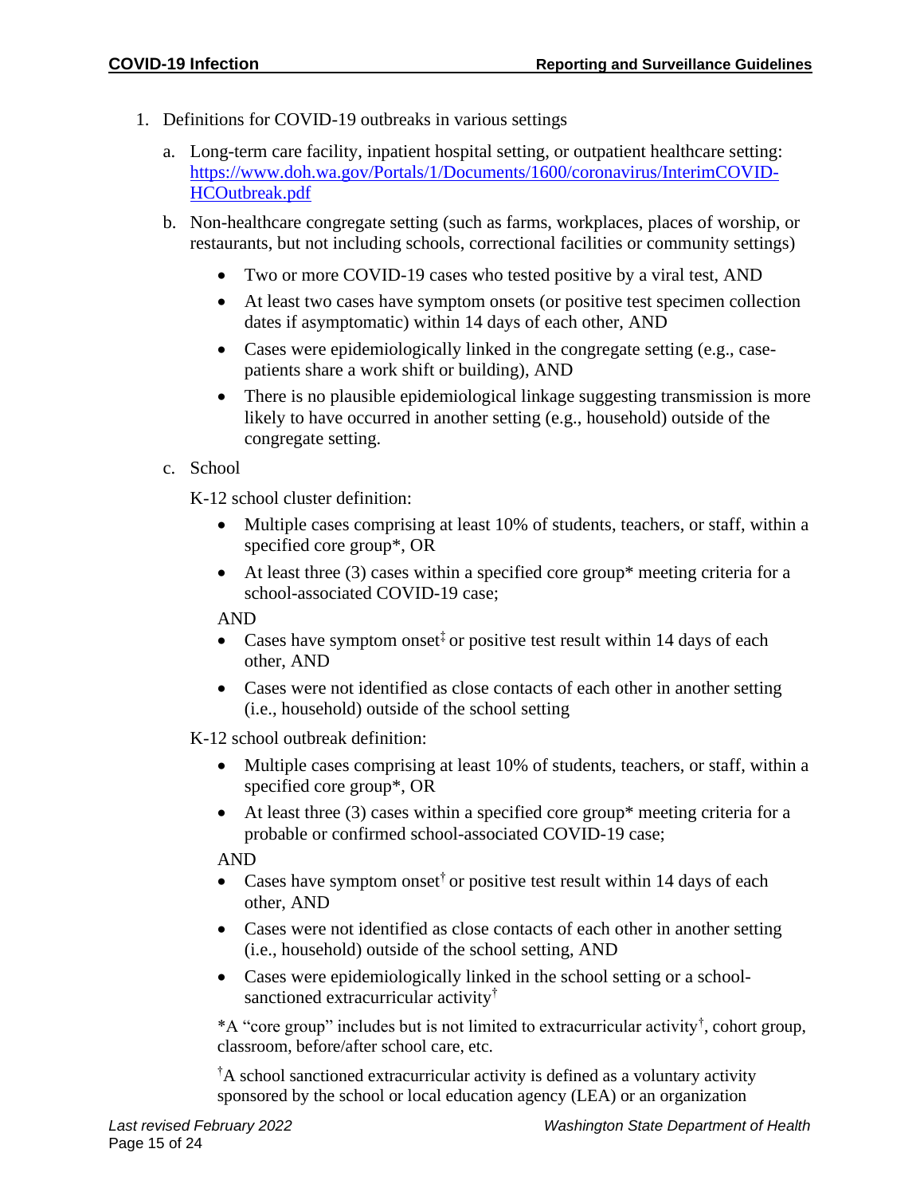1. Definitions for COVID-19 outbreaks in various settings

   a. Long-term care facility, inpatient hospital setting, or outpatient healthcare setting: [https://www.doh.wa.gov/Portals/1/Documents/1600/coronavirus/InterimCOVID-HCOutbreak.pdf](https://www.doh.wa.gov/Portals/1/Documents/1600/coronavirus/InterimCOVID-HCOutbreak.pdf)

   b. Non-healthcare congregate setting (such as farms, workplaces, places of worship, or restaurants, but not including schools, correctional facilities or community settings)

      - Two or more COVID-19 cases who tested positive by a viral test, AND
      - At least two cases have symptom onsets (or positive test specimen collection dates if asymptomatic) within 14 days of each other, AND
      - Cases were epidemiologically linked in the congregate setting (e.g., case-patients share a work shift or building), AND
      - There is no plausible epidemiological linkage suggesting transmission is more likely to have occurred in another setting (e.g., household) outside of the congregate setting.

   c. School

      K-12 school cluster definition:

      - Multiple cases comprising at least 10% of students, teachers, or staff, within a specified core group*, OR
      - At least three (3) cases within a specified core group* meeting criteria for a school-associated COVID-19 case;

      AND

      - Cases have symptom onset‡ or positive test result within 14 days of each other, AND
      - Cases were not identified as close contacts of each other in another setting (i.e., household) outside of the school setting

      K-12 school outbreak definition:

      - Multiple cases comprising at least 10% of students, teachers, or staff, within a specified core group*, OR
      - At least three (3) cases within a specified core group* meeting criteria for a probable or confirmed school-associated COVID-19 case;

      AND

      - Cases have symptom onset† or positive test result within 14 days of each other, AND
      - Cases were not identified as close contacts of each other in another setting (i.e., household) outside of the school setting, AND
      - Cases were epidemiologically linked in the school setting or a school-sanctioned extracurricular activity†

      *A "core group" includes but is not limited to extracurricular activity†, cohort group, classroom, before/after school care, etc.

      †A school sanctioned extracurricular activity is defined as a voluntary activity sponsored by the school or local education agency (LEA) or an organization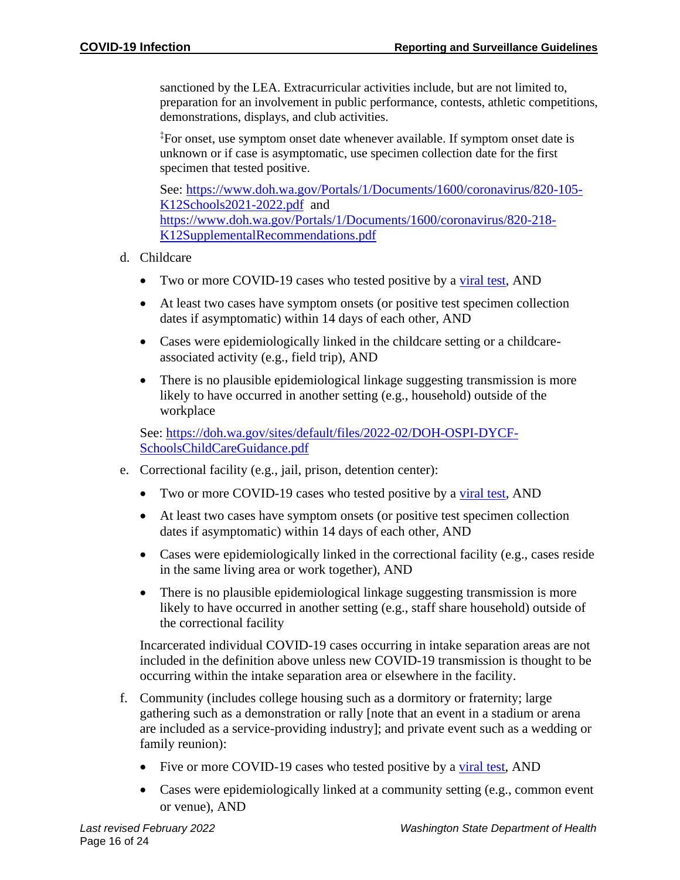sanctioned by the LEA. Extracurricular activities include, but are not limited to, preparation for an involvement in public performance, contests, athletic competitions, demonstrations, displays, and club activities.

‡For onset, use symptom onset date whenever available. If symptom onset date is unknown or if case is asymptomatic, use specimen collection date for the first specimen that tested positive.

See: [https://www.doh.wa.gov/Portals/1/Documents/1600/coronavirus/820-105-K12Schools2021-2022.pdf](https://www.doh.wa.gov/Portals/1/Documents/1600/coronavirus/820-105-K12Schools2021-2022.pdf) and [https://www.doh.wa.gov/Portals/1/Documents/1600/coronavirus/820-218-K12SupplementalRecommendations.pdf](https://www.doh.wa.gov/Portals/1/Documents/1600/coronavirus/820-218-K12SupplementalRecommendations.pdf)

d. Childcare

- Two or more COVID-19 cases who tested positive by a viral test, AND
- At least two cases have symptom onsets (or positive test specimen collection dates if asymptomatic) within 14 days of each other, AND
- Cases were epidemiologically linked in the childcare setting or a childcare-associated activity (e.g., field trip), AND
- There is no plausible epidemiological linkage suggesting transmission is more likely to have occurred in another setting (e.g., household) outside of the workplace

See: [https://doh.wa.gov/sites/default/files/2022-02/DOH-OSPI-DYCF-SchoolsChildCareGuidance.pdf](https://doh.wa.gov/sites/default/files/2022-02/DOH-OSPI-DYCF-SchoolsChildCareGuidance.pdf)

e. Correctional facility (e.g., jail, prison, detention center):

- Two or more COVID-19 cases who tested positive by a viral test, AND
- At least two cases have symptom onsets (or positive test specimen collection dates if asymptomatic) within 14 days of each other, AND
- Cases were epidemiologically linked in the correctional facility (e.g., cases reside in the same living area or work together), AND
- There is no plausible epidemiological linkage suggesting transmission is more likely to have occurred in another setting (e.g., staff share household) outside of the correctional facility

Incarcerated individual COVID-19 cases occurring in intake separation areas are not included in the definition above unless new COVID-19 transmission is thought to be occurring within the intake separation area or elsewhere in the facility.

f. Community (includes college housing such as a dormitory or fraternity; large gathering such as a demonstration or rally [note that an event in a stadium or arena are included as a service-providing industry]; and private event such as a wedding or family reunion):

- Five or more COVID-19 cases who tested positive by a viral test, AND
- Cases were epidemiologically linked at a community setting (e.g., common event or venue), AND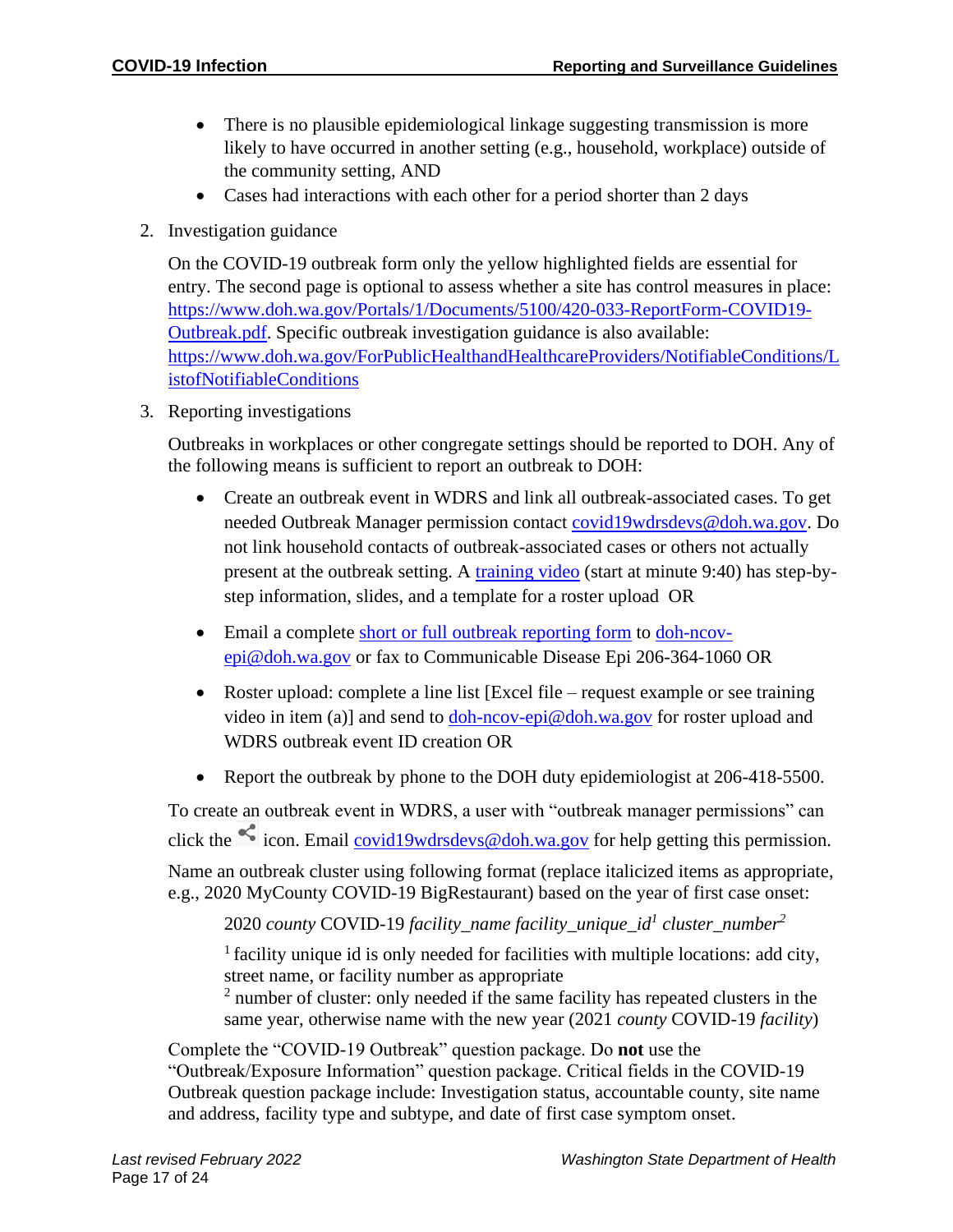- There is no plausible epidemiological linkage suggesting transmission is more likely to have occurred in another setting (e.g., household, workplace) outside of the community setting, AND
- Cases had interactions with each other for a period shorter than 2 days

2. Investigation guidance

   On the COVID-19 outbreak form only the yellow highlighted fields are essential for entry. The second page is optional to assess whether a site has control measures in place: https://www.doh.wa.gov/Portals/1/Documents/5100/420-033-ReportForm-COVID19-Outbreak.pdf. Specific outbreak investigation guidance is also available: https://www.doh.wa.gov/ForPublicHealthandHealthcareProviders/NotifiableConditions/ListofNotifiableConditions

3. Reporting investigations

   Outbreaks in workplaces or other congregate settings should be reported to DOH. Any of the following means is sufficient to report an outbreak to DOH:

   - Create an outbreak event in WDRS and link all outbreak-associated cases. To get needed Outbreak Manager permission contact covid19wdrsdevs@doh.wa.gov. Do not link household contacts of outbreak-associated cases or others not actually present at the outbreak setting. A training video (start at minute 9:40) has step-by-step information, slides, and a template for a roster upload OR

   - Email a complete short or full outbreak reporting form to doh-ncov-epi@doh.wa.gov or fax to Communicable Disease Epi 206-364-1060 OR

   - Roster upload: complete a line list [Excel file – request example or see training video in item (a)] and send to doh-ncov-epi@doh.wa.gov for roster upload and WDRS outbreak event ID creation OR

   - Report the outbreak by phone to the DOH duty epidemiologist at 206-418-5500.

   To create an outbreak event in WDRS, a user with "outbreak manager permissions" can click the icon. Email covid19wdrsdevs@doh.wa.gov for help getting this permission.

   Name an outbreak cluster using following format (replace italicized items as appropriate, e.g., 2020 MyCounty COVID-19 BigRestaurant) based on the year of first case onset:

   2020 *county* COVID-19 *facility_name facility_unique_id*[1] *cluster_number*[2]

   [1] facility unique id is only needed for facilities with multiple locations: add city, street name, or facility number as appropriate
   [2] number of cluster: only needed if the same facility has repeated clusters in the same year, otherwise name with the new year (2021 *county* COVID-19 *facility*)

   Complete the "COVID-19 Outbreak" question package. Do **not** use the "Outbreak/Exposure Information" question package. Critical fields in the COVID-19 Outbreak question package include: Investigation status, accountable county, site name and address, facility type and subtype, and date of first case symptom onset.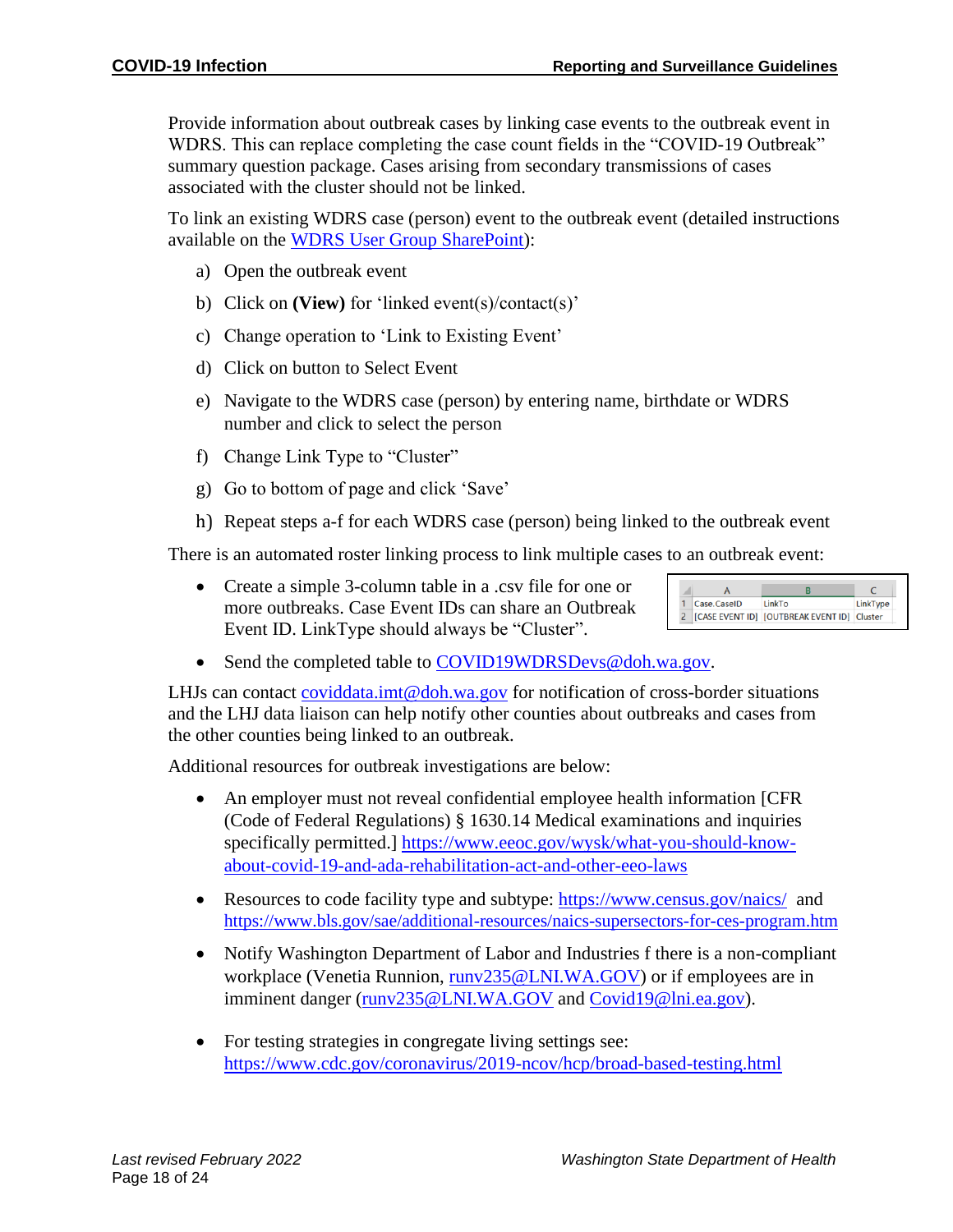Provide information about outbreak cases by linking case events to the outbreak event in WDRS. This can replace completing the case count fields in the "COVID-19 Outbreak" summary question package. Cases arising from secondary transmissions of cases associated with the cluster should not be linked.

To link an existing WDRS case (person) event to the outbreak event (detailed instructions available on the [WDRS User Group SharePoint](#)):

a) Open the outbreak event

b) Click on **(View)** for 'linked event(s)/contact(s)'

c) Change operation to 'Link to Existing Event'

d) Click on button to Select Event

e) Navigate to the WDRS case (person) by entering name, birthdate or WDRS number and click to select the person

f) Change Link Type to "Cluster"

g) Go to bottom of page and click 'Save'

h) Repeat steps a-f for each WDRS case (person) being linked to the outbreak event

There is an automated roster linking process to link multiple cases to an outbreak event:

- Create a simple 3-column table in a .csv file for one or more outbreaks. Case Event IDs can share an Outbreak Event ID. LinkType should always be "Cluster".

| | A | B | C |
|---|---|---|---|
| 1 | Case.CaseID | LinkTo | LinkType |
| 2 | [CASE EVENT ID] | [OUTBREAK EVENT ID] | Cluster |

- Send the completed table to COVID19WDRSDevs@doh.wa.gov.

LHJs can contact coviddata.imt@doh.wa.gov for notification of cross-border situations and the LHJ data liaison can help notify other counties about outbreaks and cases from the other counties being linked to an outbreak.

Additional resources for outbreak investigations are below:

- An employer must not reveal confidential employee health information [CFR (Code of Federal Regulations) § 1630.14 Medical examinations and inquiries specifically permitted.] https://www.eeoc.gov/wysk/what-you-should-know-about-covid-19-and-ada-rehabilitation-act-and-other-eeo-laws

- Resources to code facility type and subtype: https://www.census.gov/naics/ and https://www.bls.gov/sae/additional-resources/naics-supersectors-for-ces-program.htm

- Notify Washington Department of Labor and Industries f there is a non-compliant workplace (Venetia Runnion, runv235@LNI.WA.GOV) or if employees are in imminent danger (runv235@LNI.WA.GOV and Covid19@lni.ea.gov).

- For testing strategies in congregate living settings see: https://www.cdc.gov/coronavirus/2019-ncov/hcp/broad-based-testing.html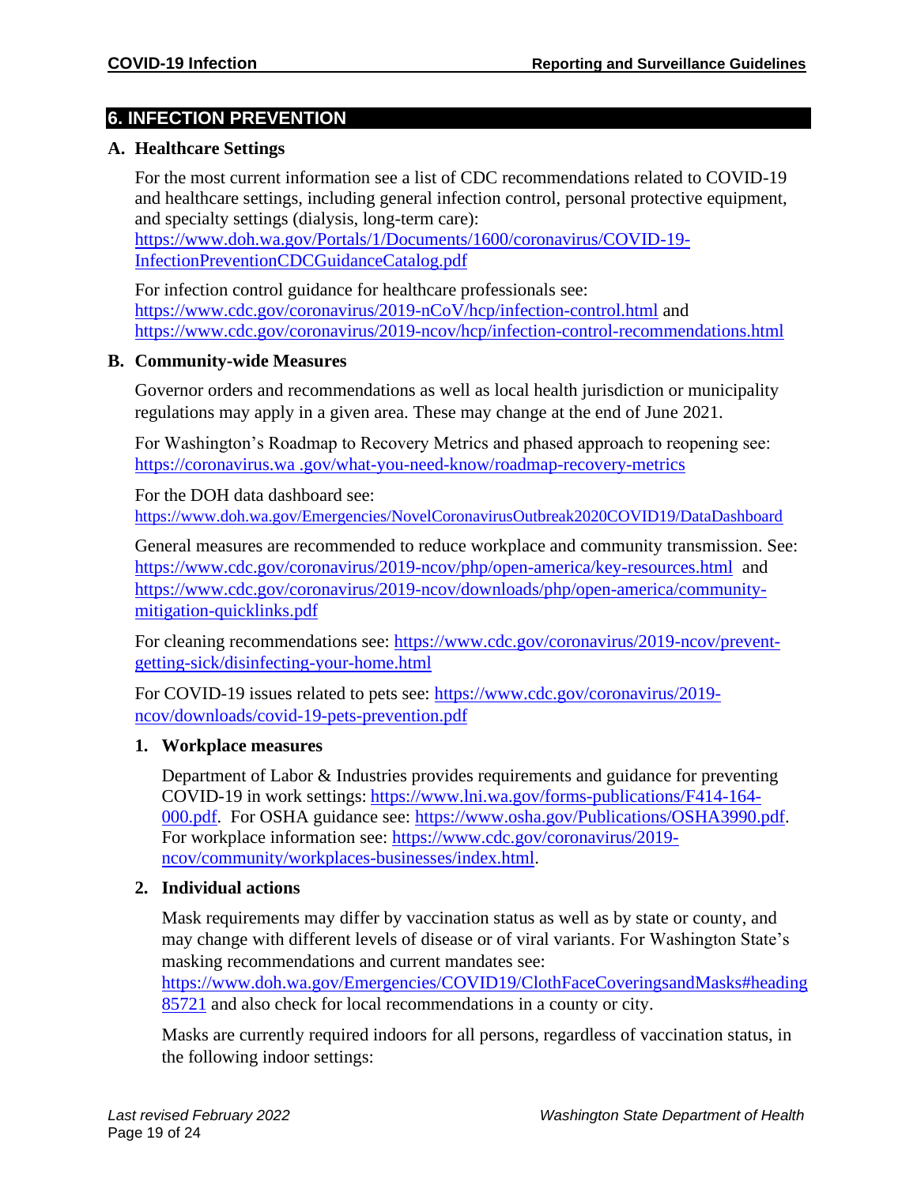## 6. INFECTION PREVENTION

### A. Healthcare Settings

For the most current information see a list of CDC recommendations related to COVID-19 and healthcare settings, including general infection control, personal protective equipment, and specialty settings (dialysis, long-term care): https://www.doh.wa.gov/Portals/1/Documents/1600/coronavirus/COVID-19-InfectionPreventionCDCGuidanceCatalog.pdf

For infection control guidance for healthcare professionals see: https://www.cdc.gov/coronavirus/2019-nCoV/hcp/infection-control.html and https://www.cdc.gov/coronavirus/2019-ncov/hcp/infection-control-recommendations.html

### B. Community-wide Measures

Governor orders and recommendations as well as local health jurisdiction or municipality regulations may apply in a given area. These may change at the end of June 2021.

For Washington's Roadmap to Recovery Metrics and phased approach to reopening see: https://coronavirus.wa .gov/what-you-need-know/roadmap-recovery-metrics

For the DOH data dashboard see: https://www.doh.wa.gov/Emergencies/NovelCoronavirusOutbreak2020COVID19/DataDashboard

General measures are recommended to reduce workplace and community transmission. See: https://www.cdc.gov/coronavirus/2019-ncov/php/open-america/key-resources.html and https://www.cdc.gov/coronavirus/2019-ncov/downloads/php/open-america/community-mitigation-quicklinks.pdf

For cleaning recommendations see: https://www.cdc.gov/coronavirus/2019-ncov/prevent-getting-sick/disinfecting-your-home.html

For COVID-19 issues related to pets see: https://www.cdc.gov/coronavirus/2019-ncov/downloads/covid-19-pets-prevention.pdf

#### 1. Workplace measures

Department of Labor & Industries provides requirements and guidance for preventing COVID-19 in work settings: https://www.lni.wa.gov/forms-publications/F414-164-000.pdf. For OSHA guidance see: https://www.osha.gov/Publications/OSHA3990.pdf. For workplace information see: https://www.cdc.gov/coronavirus/2019-ncov/community/workplaces-businesses/index.html.

#### 2. Individual actions

Mask requirements may differ by vaccination status as well as by state or county, and may change with different levels of disease or of viral variants. For Washington State's masking recommendations and current mandates see: https://www.doh.wa.gov/Emergencies/COVID19/ClothFaceCoveringsandMasks#heading85721 and also check for local recommendations in a county or city.

Masks are currently required indoors for all persons, regardless of vaccination status, in the following indoor settings: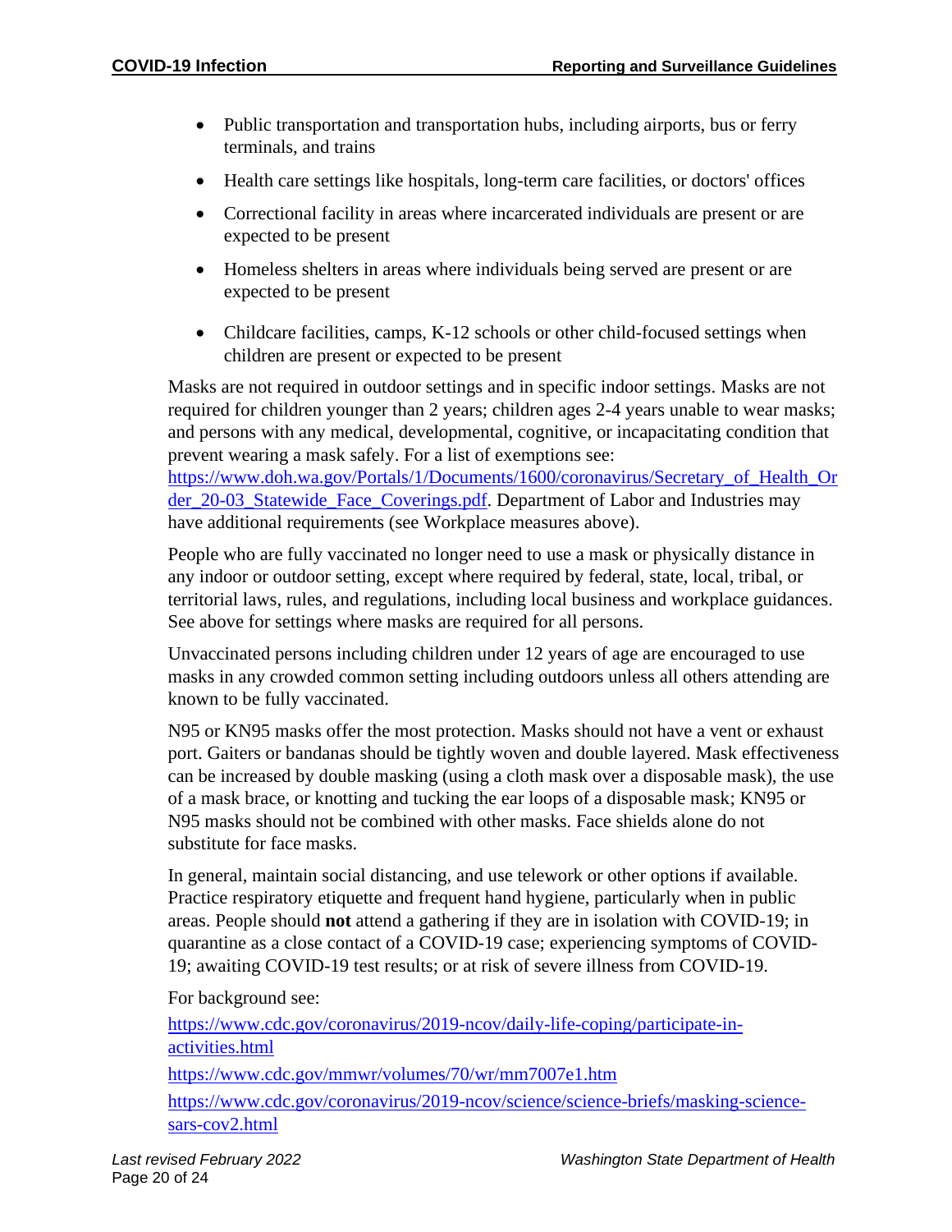- Public transportation and transportation hubs, including airports, bus or ferry terminals, and trains
- Health care settings like hospitals, long-term care facilities, or doctors' offices
- Correctional facility in areas where incarcerated individuals are present or are expected to be present
- Homeless shelters in areas where individuals being served are present or are expected to be present
- Childcare facilities, camps, K-12 schools or other child-focused settings when children are present or expected to be present

Masks are not required in outdoor settings and in specific indoor settings. Masks are not required for children younger than 2 years; children ages 2-4 years unable to wear masks; and persons with any medical, developmental, cognitive, or incapacitating condition that prevent wearing a mask safely. For a list of exemptions see: [https://www.doh.wa.gov/Portals/1/Documents/1600/coronavirus/Secretary_of_Health_Order_20-03_Statewide_Face_Coverings.pdf](https://www.doh.wa.gov/Portals/1/Documents/1600/coronavirus/Secretary_of_Health_Order_20-03_Statewide_Face_Coverings.pdf). Department of Labor and Industries may have additional requirements (see Workplace measures above).

People who are fully vaccinated no longer need to use a mask or physically distance in any indoor or outdoor setting, except where required by federal, state, local, tribal, or territorial laws, rules, and regulations, including local business and workplace guidances. See above for settings where masks are required for all persons.

Unvaccinated persons including children under 12 years of age are encouraged to use masks in any crowded common setting including outdoors unless all others attending are known to be fully vaccinated.

N95 or KN95 masks offer the most protection. Masks should not have a vent or exhaust port. Gaiters or bandanas should be tightly woven and double layered. Mask effectiveness can be increased by double masking (using a cloth mask over a disposable mask), the use of a mask brace, or knotting and tucking the ear loops of a disposable mask; KN95 or N95 masks should not be combined with other masks. Face shields alone do not substitute for face masks.

In general, maintain social distancing, and use telework or other options if available. Practice respiratory etiquette and frequent hand hygiene, particularly when in public areas. People should **not** attend a gathering if they are in isolation with COVID-19; in quarantine as a close contact of a COVID-19 case; experiencing symptoms of COVID-19; awaiting COVID-19 test results; or at risk of severe illness from COVID-19.

For background see:

[https://www.cdc.gov/coronavirus/2019-ncov/daily-life-coping/participate-in-activities.html](https://www.cdc.gov/coronavirus/2019-ncov/daily-life-coping/participate-in-activities.html)

[https://www.cdc.gov/mmwr/volumes/70/wr/mm7007e1.htm](https://www.cdc.gov/mmwr/volumes/70/wr/mm7007e1.htm)

[https://www.cdc.gov/coronavirus/2019-ncov/science/science-briefs/masking-science-sars-cov2.html](https://www.cdc.gov/coronavirus/2019-ncov/science/science-briefs/masking-science-sars-cov2.html)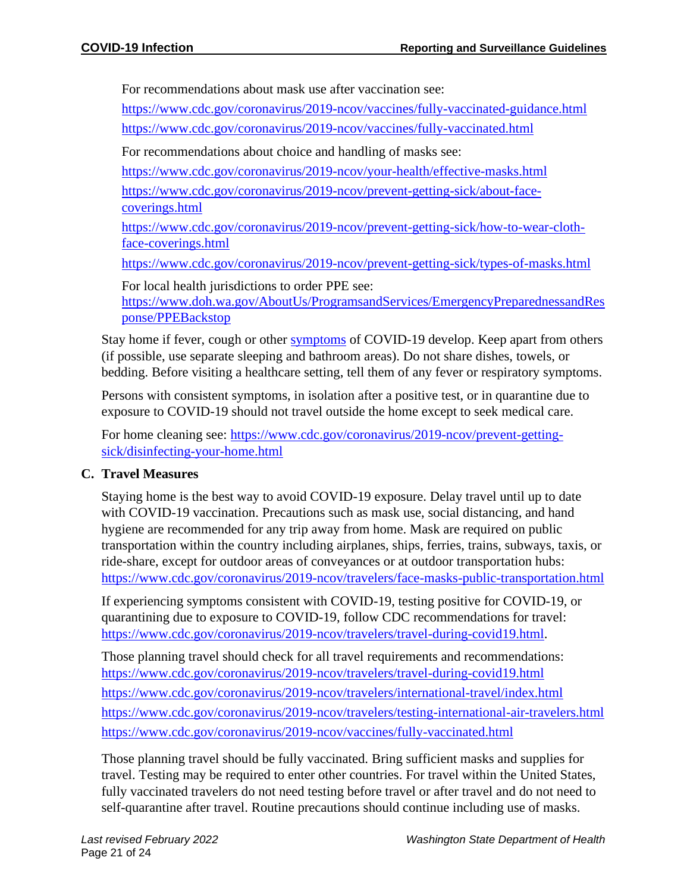For recommendations about mask use after vaccination see:

https://www.cdc.gov/coronavirus/2019-ncov/vaccines/fully-vaccinated-guidance.html

https://www.cdc.gov/coronavirus/2019-ncov/vaccines/fully-vaccinated.html

For recommendations about choice and handling of masks see:

https://www.cdc.gov/coronavirus/2019-ncov/your-health/effective-masks.html

https://www.cdc.gov/coronavirus/2019-ncov/prevent-getting-sick/about-face-coverings.html

https://www.cdc.gov/coronavirus/2019-ncov/prevent-getting-sick/how-to-wear-cloth-face-coverings.html

https://www.cdc.gov/coronavirus/2019-ncov/prevent-getting-sick/types-of-masks.html

For local health jurisdictions to order PPE see:
https://www.doh.wa.gov/AboutUs/ProgramsandServices/EmergencyPreparednessandResponse/PPEBackstop

Stay home if fever, cough or other symptoms of COVID-19 develop. Keep apart from others (if possible, use separate sleeping and bathroom areas). Do not share dishes, towels, or bedding. Before visiting a healthcare setting, tell them of any fever or respiratory symptoms.

Persons with consistent symptoms, in isolation after a positive test, or in quarantine due to exposure to COVID-19 should not travel outside the home except to seek medical care.

For home cleaning see: https://www.cdc.gov/coronavirus/2019-ncov/prevent-getting-sick/disinfecting-your-home.html

### C. Travel Measures

Staying home is the best way to avoid COVID-19 exposure. Delay travel until up to date with COVID-19 vaccination. Precautions such as mask use, social distancing, and hand hygiene are recommended for any trip away from home. Mask are required on public transportation within the country including airplanes, ships, ferries, trains, subways, taxis, or ride-share, except for outdoor areas of conveyances or at outdoor transportation hubs: https://www.cdc.gov/coronavirus/2019-ncov/travelers/face-masks-public-transportation.html

If experiencing symptoms consistent with COVID-19, testing positive for COVID-19, or quarantining due to exposure to COVID-19, follow CDC recommendations for travel: https://www.cdc.gov/coronavirus/2019-ncov/travelers/travel-during-covid19.html.

Those planning travel should check for all travel requirements and recommendations:
https://www.cdc.gov/coronavirus/2019-ncov/travelers/travel-during-covid19.html

https://www.cdc.gov/coronavirus/2019-ncov/travelers/international-travel/index.html

https://www.cdc.gov/coronavirus/2019-ncov/travelers/testing-international-air-travelers.html

https://www.cdc.gov/coronavirus/2019-ncov/vaccines/fully-vaccinated.html

Those planning travel should be fully vaccinated. Bring sufficient masks and supplies for travel. Testing may be required to enter other countries. For travel within the United States, fully vaccinated travelers do not need testing before travel or after travel and do not need to self-quarantine after travel. Routine precautions should continue including use of masks.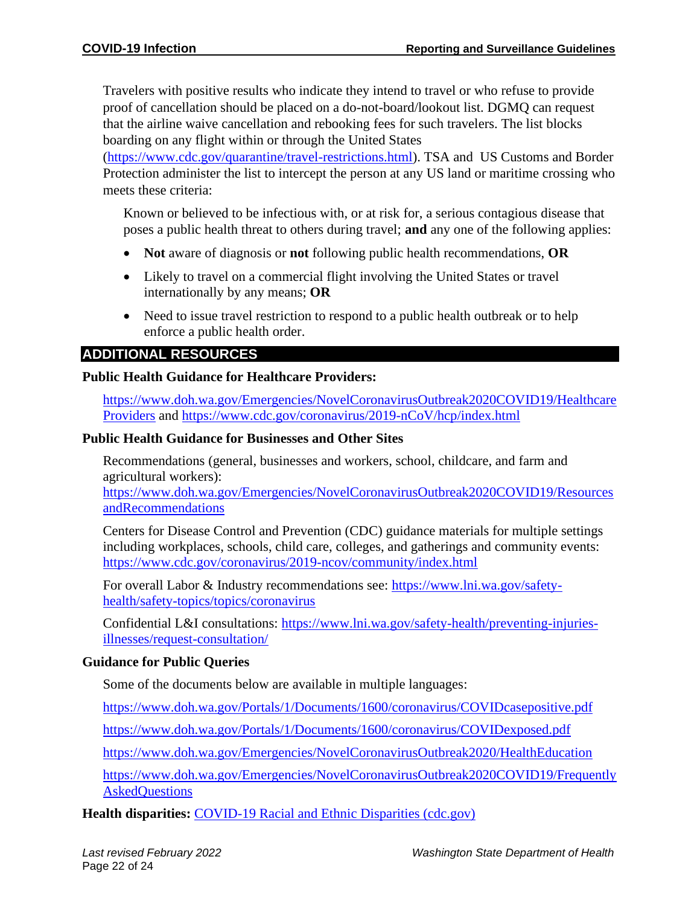Travelers with positive results who indicate they intend to travel or who refuse to provide proof of cancellation should be placed on a do-not-board/lookout list. DGMQ can request that the airline waive cancellation and rebooking fees for such travelers. The list blocks boarding on any flight within or through the United States (https://www.cdc.gov/quarantine/travel-restrictions.html). TSA and US Customs and Border Protection administer the list to intercept the person at any US land or maritime crossing who meets these criteria:

> Known or believed to be infectious with, or at risk for, a serious contagious disease that poses a public health threat to others during travel; **and** any one of the following applies:
>
> - **Not** aware of diagnosis or **not** following public health recommendations, **OR**
> - Likely to travel on a commercial flight involving the United States or travel internationally by any means; **OR**
> - Need to issue travel restriction to respond to a public health outbreak or to help enforce a public health order.

## ADDITIONAL RESOURCES

**Public Health Guidance for Healthcare Providers:**

https://www.doh.wa.gov/Emergencies/NovelCoronavirusOutbreak2020COVID19/HealthcareProviders and https://www.cdc.gov/coronavirus/2019-nCoV/hcp/index.html

**Public Health Guidance for Businesses and Other Sites**

Recommendations (general, businesses and workers, school, childcare, and farm and agricultural workers): https://www.doh.wa.gov/Emergencies/NovelCoronavirusOutbreak2020COVID19/ResourcesandRecommendations

Centers for Disease Control and Prevention (CDC) guidance materials for multiple settings including workplaces, schools, child care, colleges, and gatherings and community events: https://www.cdc.gov/coronavirus/2019-ncov/community/index.html

For overall Labor & Industry recommendations see: https://www.lni.wa.gov/safety-health/safety-topics/topics/coronavirus

Confidential L&I consultations: https://www.lni.wa.gov/safety-health/preventing-injuries-illnesses/request-consultation/

**Guidance for Public Queries**

Some of the documents below are available in multiple languages:

https://www.doh.wa.gov/Portals/1/Documents/1600/coronavirus/COVIDcasepositive.pdf

https://www.doh.wa.gov/Portals/1/Documents/1600/coronavirus/COVIDexposed.pdf

https://www.doh.wa.gov/Emergencies/NovelCoronavirusOutbreak2020/HealthEducation

https://www.doh.wa.gov/Emergencies/NovelCoronavirusOutbreak2020COVID19/FrequentlyAskedQuestions

**Health disparities:** COVID-19 Racial and Ethnic Disparities (cdc.gov)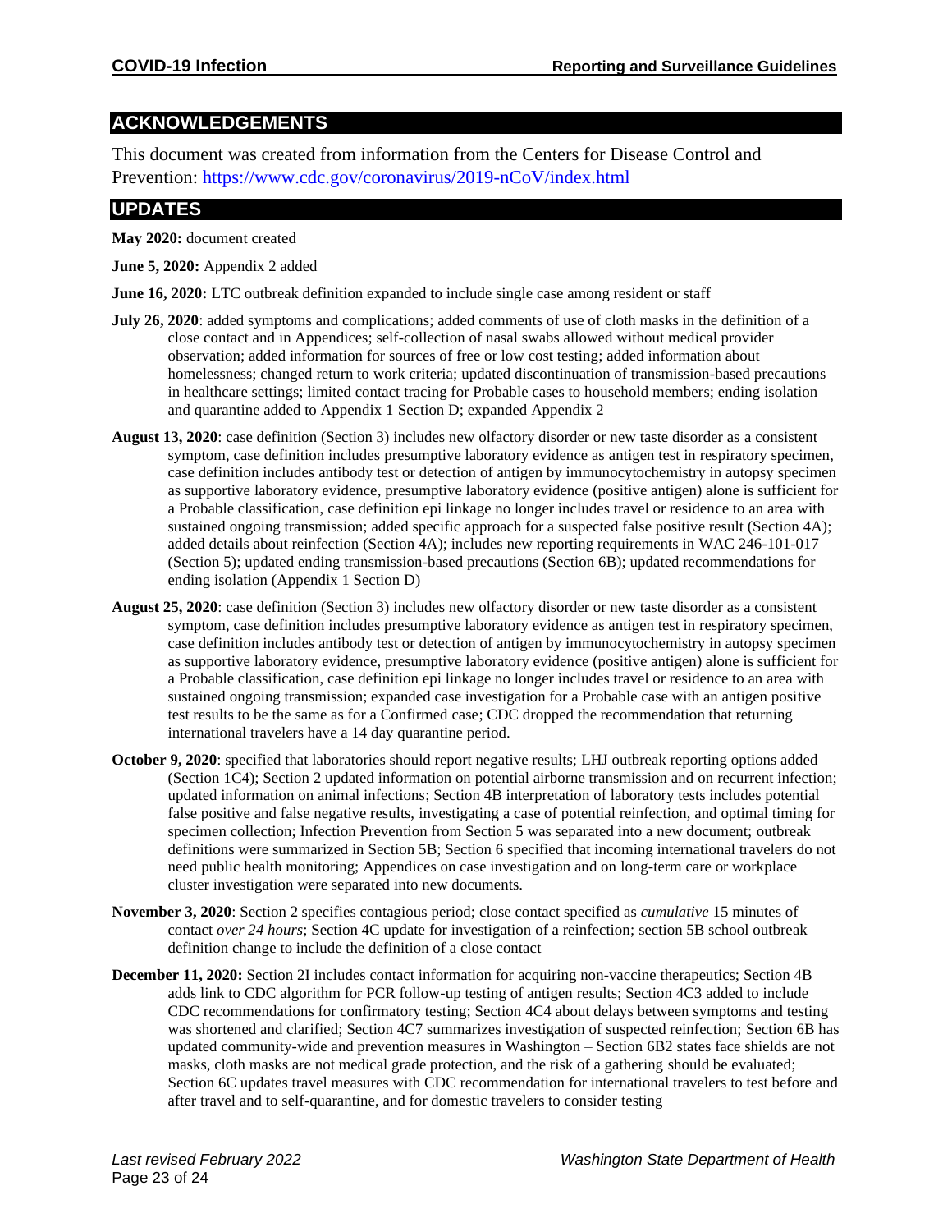## ACKNOWLEDGEMENTS

This document was created from information from the Centers for Disease Control and Prevention: https://www.cdc.gov/coronavirus/2019-nCoV/index.html

## UPDATES

**May 2020:** document created

**June 5, 2020:** Appendix 2 added

**June 16, 2020:** LTC outbreak definition expanded to include single case among resident or staff

**July 26, 2020**: added symptoms and complications; added comments of use of cloth masks in the definition of a close contact and in Appendices; self-collection of nasal swabs allowed without medical provider observation; added information for sources of free or low cost testing; added information about homelessness; changed return to work criteria; updated discontinuation of transmission-based precautions in healthcare settings; limited contact tracing for Probable cases to household members; ending isolation and quarantine added to Appendix 1 Section D; expanded Appendix 2

**August 13, 2020**: case definition (Section 3) includes new olfactory disorder or new taste disorder as a consistent symptom, case definition includes presumptive laboratory evidence as antigen test in respiratory specimen, case definition includes antibody test or detection of antigen by immunocytochemistry in autopsy specimen as supportive laboratory evidence, presumptive laboratory evidence (positive antigen) alone is sufficient for a Probable classification, case definition epi linkage no longer includes travel or residence to an area with sustained ongoing transmission; added specific approach for a suspected false positive result (Section 4A); added details about reinfection (Section 4A); includes new reporting requirements in WAC 246-101-017 (Section 5); updated ending transmission-based precautions (Section 6B); updated recommendations for ending isolation (Appendix 1 Section D)

**August 25, 2020**: case definition (Section 3) includes new olfactory disorder or new taste disorder as a consistent symptom, case definition includes presumptive laboratory evidence as antigen test in respiratory specimen, case definition includes antibody test or detection of antigen by immunocytochemistry in autopsy specimen as supportive laboratory evidence, presumptive laboratory evidence (positive antigen) alone is sufficient for a Probable classification, case definition epi linkage no longer includes travel or residence to an area with sustained ongoing transmission; expanded case investigation for a Probable case with an antigen positive test results to be the same as for a Confirmed case; CDC dropped the recommendation that returning international travelers have a 14 day quarantine period.

**October 9, 2020**: specified that laboratories should report negative results; LHJ outbreak reporting options added (Section 1C4); Section 2 updated information on potential airborne transmission and on recurrent infection; updated information on animal infections; Section 4B interpretation of laboratory tests includes potential false positive and false negative results, investigating a case of potential reinfection, and optimal timing for specimen collection; Infection Prevention from Section 5 was separated into a new document; outbreak definitions were summarized in Section 5B; Section 6 specified that incoming international travelers do not need public health monitoring; Appendices on case investigation and on long-term care or workplace cluster investigation were separated into new documents.

**November 3, 2020**: Section 2 specifies contagious period; close contact specified as *cumulative* 15 minutes of contact *over 24 hours*; Section 4C update for investigation of a reinfection; section 5B school outbreak definition change to include the definition of a close contact

**December 11, 2020:** Section 2I includes contact information for acquiring non-vaccine therapeutics; Section 4B adds link to CDC algorithm for PCR follow-up testing of antigen results; Section 4C3 added to include CDC recommendations for confirmatory testing; Section 4C4 about delays between symptoms and testing was shortened and clarified; Section 4C7 summarizes investigation of suspected reinfection; Section 6B has updated community-wide and prevention measures in Washington – Section 6B2 states face shields are not masks, cloth masks are not medical grade protection, and the risk of a gathering should be evaluated; Section 6C updates travel measures with CDC recommendation for international travelers to test before and after travel and to self-quarantine, and for domestic travelers to consider testing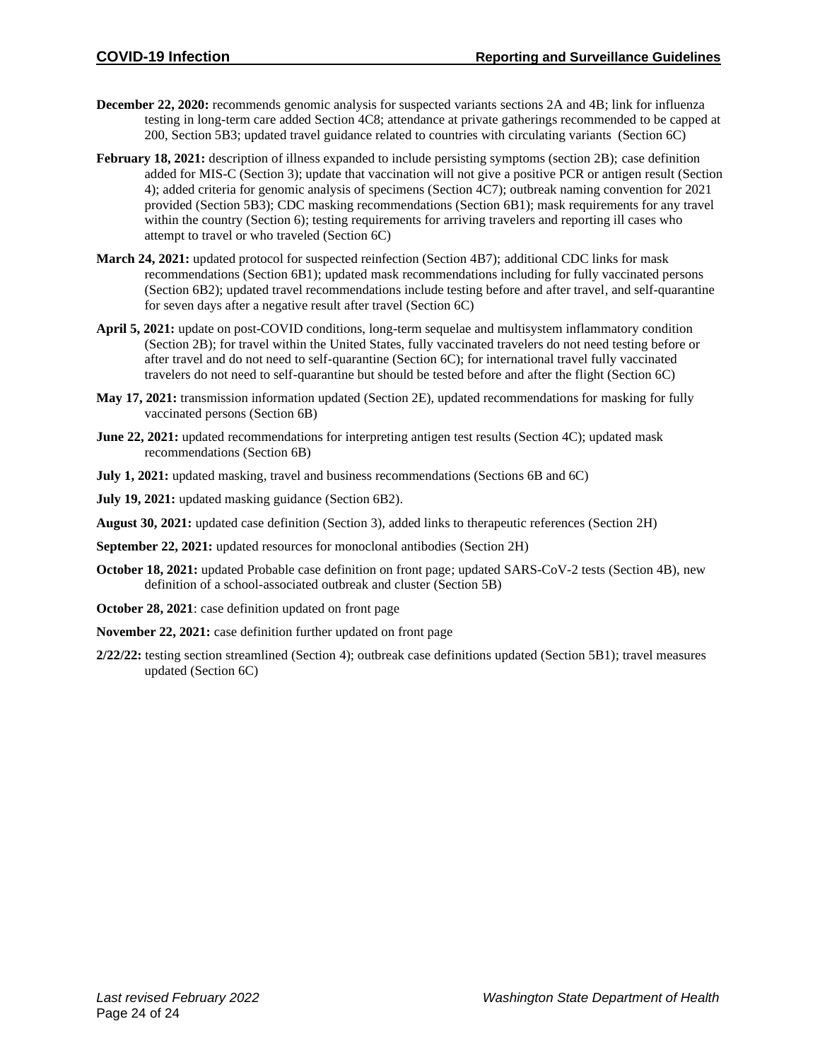**December 22, 2020:** recommends genomic analysis for suspected variants sections 2A and 4B; link for influenza testing in long-term care added Section 4C8; attendance at private gatherings recommended to be capped at 200, Section 5B3; updated travel guidance related to countries with circulating variants (Section 6C)

**February 18, 2021:** description of illness expanded to include persisting symptoms (section 2B); case definition added for MIS-C (Section 3); update that vaccination will not give a positive PCR or antigen result (Section 4); added criteria for genomic analysis of specimens (Section 4C7); outbreak naming convention for 2021 provided (Section 5B3); CDC masking recommendations (Section 6B1); mask requirements for any travel within the country (Section 6); testing requirements for arriving travelers and reporting ill cases who attempt to travel or who traveled (Section 6C)

**March 24, 2021:** updated protocol for suspected reinfection (Section 4B7); additional CDC links for mask recommendations (Section 6B1); updated mask recommendations including for fully vaccinated persons (Section 6B2); updated travel recommendations include testing before and after travel, and self-quarantine for seven days after a negative result after travel (Section 6C)

**April 5, 2021:** update on post-COVID conditions, long-term sequelae and multisystem inflammatory condition (Section 2B); for travel within the United States, fully vaccinated travelers do not need testing before or after travel and do not need to self-quarantine (Section 6C); for international travel fully vaccinated travelers do not need to self-quarantine but should be tested before and after the flight (Section 6C)

**May 17, 2021:** transmission information updated (Section 2E), updated recommendations for masking for fully vaccinated persons (Section 6B)

**June 22, 2021:** updated recommendations for interpreting antigen test results (Section 4C); updated mask recommendations (Section 6B)

**July 1, 2021:** updated masking, travel and business recommendations (Sections 6B and 6C)

**July 19, 2021:** updated masking guidance (Section 6B2).

**August 30, 2021:** updated case definition (Section 3), added links to therapeutic references (Section 2H)

**September 22, 2021:** updated resources for monoclonal antibodies (Section 2H)

**October 18, 2021:** updated Probable case definition on front page; updated SARS-CoV-2 tests (Section 4B), new definition of a school-associated outbreak and cluster (Section 5B)

**October 28, 2021**: case definition updated on front page

**November 22, 2021:** case definition further updated on front page

**2/22/22:** testing section streamlined (Section 4); outbreak case definitions updated (Section 5B1); travel measures updated (Section 6C)